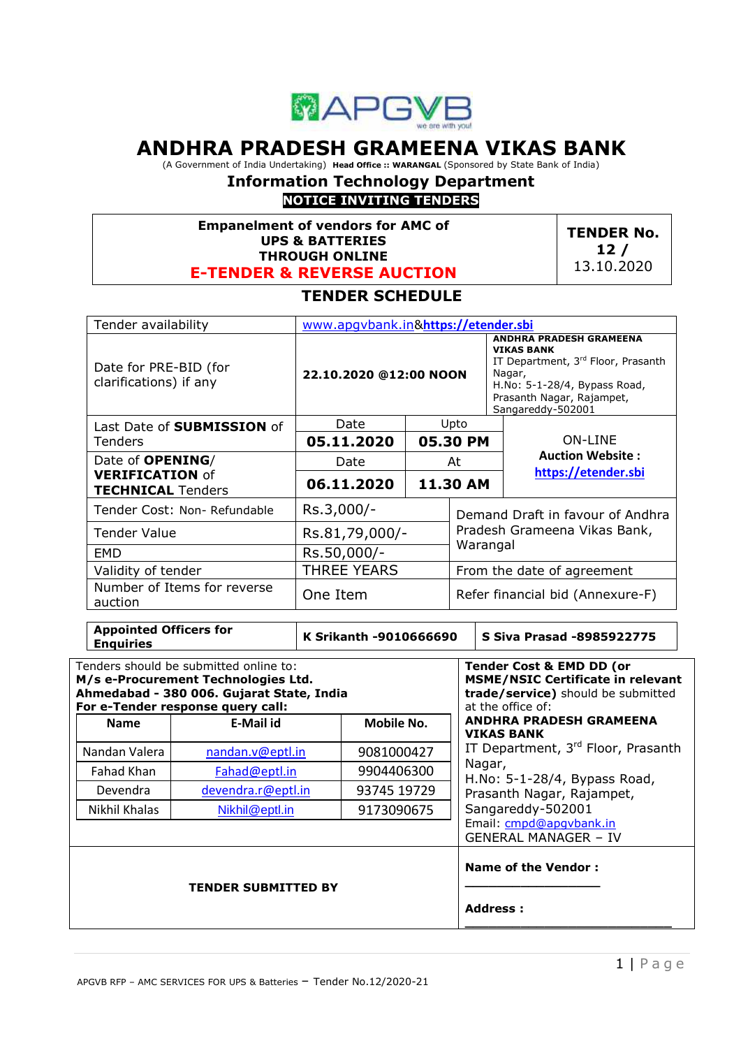APGVB
we are with you!

# ANDHRA PRADESH GRAMEENA VIKAS BANK

(A Government of India Undertaking) **Head Office :: WARANGAL** (Sponsored by State Bank of India)

## Information Technology Department

**NOTICE INVITING TENDERS**

| **Empanelment of vendors for AMC of UPS & BATTERIES THROUGH ONLINE E-TENDER & REVERSE AUCTION** | **TENDER No. 12 /** 13.10.2020 |
|---|---|

## TENDER SCHEDULE

| | | | |
|---|---|---|---|
| Tender availability | www.apgvbank.in&**https://etender.sbi** | | |
| Date for PRE-BID (for clarifications) if any | **22.10.2020 @12:00 NOON** | | **ANDHRA PRADESH GRAMEENA VIKAS BANK** IT Department, 3rd Floor, Prasanth Nagar, H.No: 5-1-28/4, Bypass Road, Prasanth Nagar, Rajampet, Sangareddy-502001 |
| Last Date of **SUBMISSION** of Tenders | Date **05.11.2020** | Upto **05.30 PM** | ON-LINE **Auction Website : https://etender.sbi** |
| Date of **OPENING/ VERIFICATION** of **TECHNICAL** Tenders | Date **06.11.2020** | At **11.30 AM** | |
| Tender Cost: Non- Refundable | Rs.3,000/- | | Demand Draft in favour of Andhra Pradesh Grameena Vikas Bank, Warangal |
| Tender Value | Rs.81,79,000/- | | |
| EMD | Rs.50,000/- | | |
| Validity of tender | THREE YEARS | | From the date of agreement |
| Number of Items for reverse auction | One Item | | Refer financial bid (Annexure-F) |

| **Appointed Officers for Enquiries** | **K Srikanth -9010666690** | **S Siva Prasad -8985922775** |
|---|---|---|

Tenders should be submitted online to:
**M/s e-Procurement Technologies Ltd. Ahmedabad - 380 006. Gujarat State, India**
**For e-Tender response query call:**

| Name | E-Mail id | Mobile No. |
|---|---|---|
| Nandan Valera | nandan.v@eptl.in | 9081000427 |
| Fahad Khan | Fahad@eptl.in | 9904406300 |
| Devendra | devendra.r@eptl.in | 93745 19729 |
| Nikhil Khalas | Nikhil@eptl.in | 9173090675 |

**Tender Cost & EMD DD (or MSME/NSIC Certificate in relevant trade/service)** should be submitted at the office of:
**ANDHRA PRADESH GRAMEENA VIKAS BANK**
IT Department, 3rd Floor, Prasanth Nagar,
H.No: 5-1-28/4, Bypass Road, Prasanth Nagar, Rajampet, Sangareddy-502001
Email: cmpd@apgvbank.in
GENERAL MANAGER – IV

**TENDER SUBMITTED BY**

**Name of the Vendor :** ____________________

**Address :** ______________________________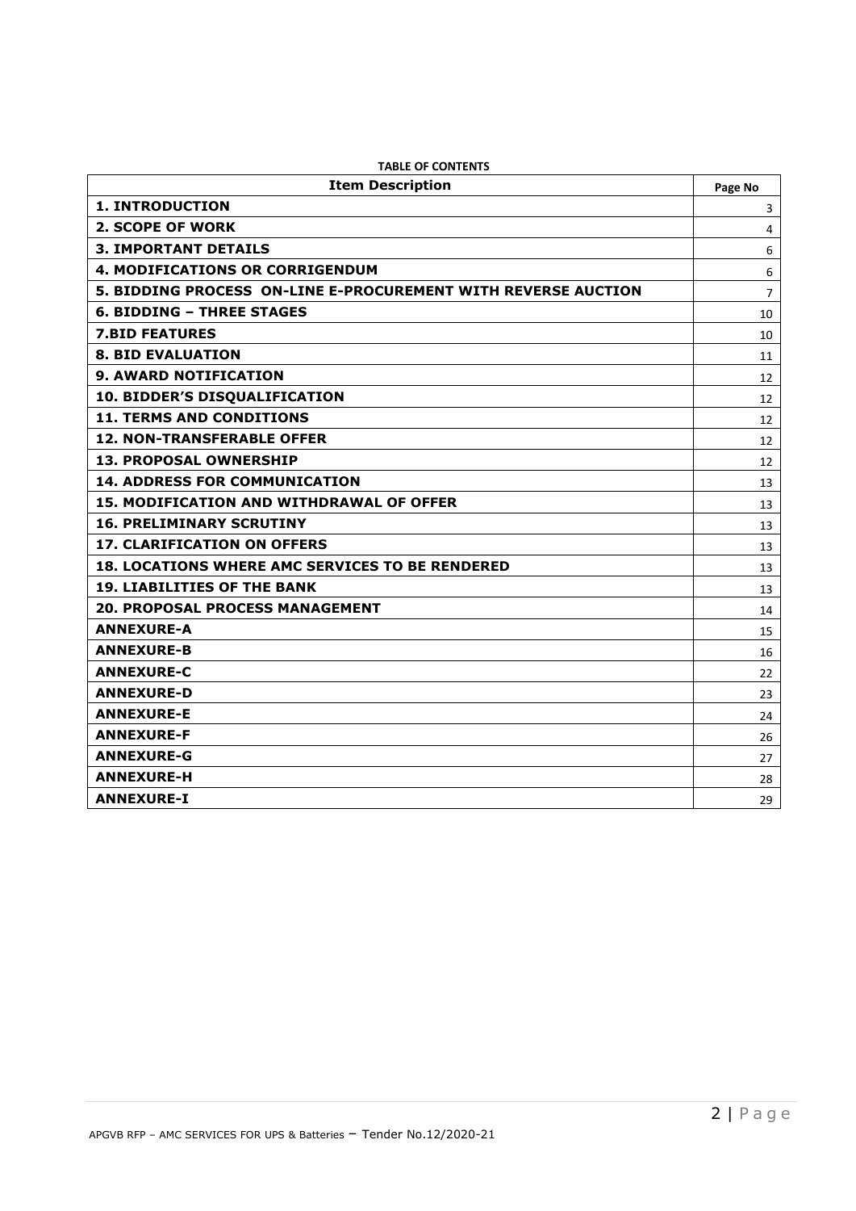**TABLE OF CONTENTS**

| Item Description | Page No |
|---|---|
| **1. INTRODUCTION** | 3 |
| **2. SCOPE OF WORK** | 4 |
| **3. IMPORTANT DETAILS** | 6 |
| **4. MODIFICATIONS OR CORRIGENDUM** | 6 |
| **5. BIDDING PROCESS ON-LINE E-PROCUREMENT WITH REVERSE AUCTION** | 7 |
| **6. BIDDING – THREE STAGES** | 10 |
| **7.BID FEATURES** | 10 |
| **8. BID EVALUATION** | 11 |
| **9. AWARD NOTIFICATION** | 12 |
| **10. BIDDER'S DISQUALIFICATION** | 12 |
| **11. TERMS AND CONDITIONS** | 12 |
| **12. NON-TRANSFERABLE OFFER** | 12 |
| **13. PROPOSAL OWNERSHIP** | 12 |
| **14. ADDRESS FOR COMMUNICATION** | 13 |
| **15. MODIFICATION AND WITHDRAWAL OF OFFER** | 13 |
| **16. PRELIMINARY SCRUTINY** | 13 |
| **17. CLARIFICATION ON OFFERS** | 13 |
| **18. LOCATIONS WHERE AMC SERVICES TO BE RENDERED** | 13 |
| **19. LIABILITIES OF THE BANK** | 13 |
| **20. PROPOSAL PROCESS MANAGEMENT** | 14 |
| **ANNEXURE-A** | 15 |
| **ANNEXURE-B** | 16 |
| **ANNEXURE-C** | 22 |
| **ANNEXURE-D** | 23 |
| **ANNEXURE-E** | 24 |
| **ANNEXURE-F** | 26 |
| **ANNEXURE-G** | 27 |
| **ANNEXURE-H** | 28 |
| **ANNEXURE-I** | 29 |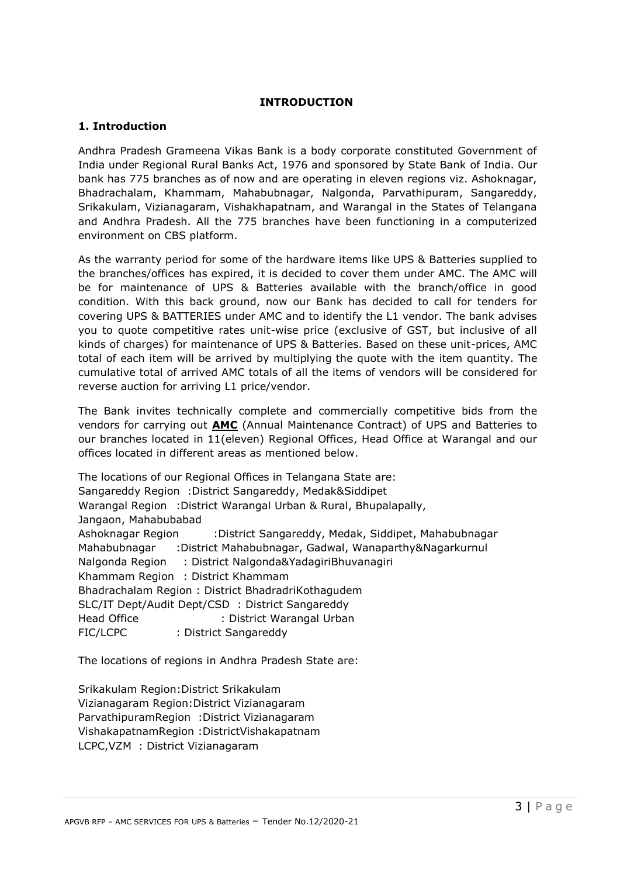# INTRODUCTION

## 1. Introduction

Andhra Pradesh Grameena Vikas Bank is a body corporate constituted Government of India under Regional Rural Banks Act, 1976 and sponsored by State Bank of India. Our bank has 775 branches as of now and are operating in eleven regions viz. Ashoknagar, Bhadrachalam, Khammam, Mahabubnagar, Nalgonda, Parvathipuram, Sangareddy, Srikakulam, Vizianagaram, Vishakhapatnam, and Warangal in the States of Telangana and Andhra Pradesh. All the 775 branches have been functioning in a computerized environment on CBS platform.

As the warranty period for some of the hardware items like UPS & Batteries supplied to the branches/offices has expired, it is decided to cover them under AMC. The AMC will be for maintenance of UPS & Batteries available with the branch/office in good condition. With this back ground, now our Bank has decided to call for tenders for covering UPS & BATTERIES under AMC and to identify the L1 vendor. The bank advises you to quote competitive rates unit-wise price (exclusive of GST, but inclusive of all kinds of charges) for maintenance of UPS & Batteries. Based on these unit-prices, AMC total of each item will be arrived by multiplying the quote with the item quantity. The cumulative total of arrived AMC totals of all the items of vendors will be considered for reverse auction for arriving L1 price/vendor.

The Bank invites technically complete and commercially competitive bids from the vendors for carrying out **AMC** (Annual Maintenance Contract) of UPS and Batteries to our branches located in 11(eleven) Regional Offices, Head Office at Warangal and our offices located in different areas as mentioned below.

The locations of our Regional Offices in Telangana State are:
Sangareddy Region :District Sangareddy, Medak&Siddipet
Warangal Region :District Warangal Urban & Rural, Bhupalapally, Jangaon, Mahabubabad
Ashoknagar Region :District Sangareddy, Medak, Siddipet, Mahabubnagar
Mahabubnagar :District Mahabubnagar, Gadwal, Wanaparthy&Nagarkurnul
Nalgonda Region : District Nalgonda&YadagiriBhuvanagiri
Khammam Region : District Khammam
Bhadrachalam Region : District BhadradriKothagudem
SLC/IT Dept/Audit Dept/CSD : District Sangareddy
Head Office : District Warangal Urban
FIC/LCPC : District Sangareddy

The locations of regions in Andhra Pradesh State are:

Srikakulam Region:District Srikakulam
Vizianagaram Region:District Vizianagaram
ParvathipuramRegion :District Vizianagaram
VishakapatnamRegion :DistrictVishakapatnam
LCPC,VZM : District Vizianagaram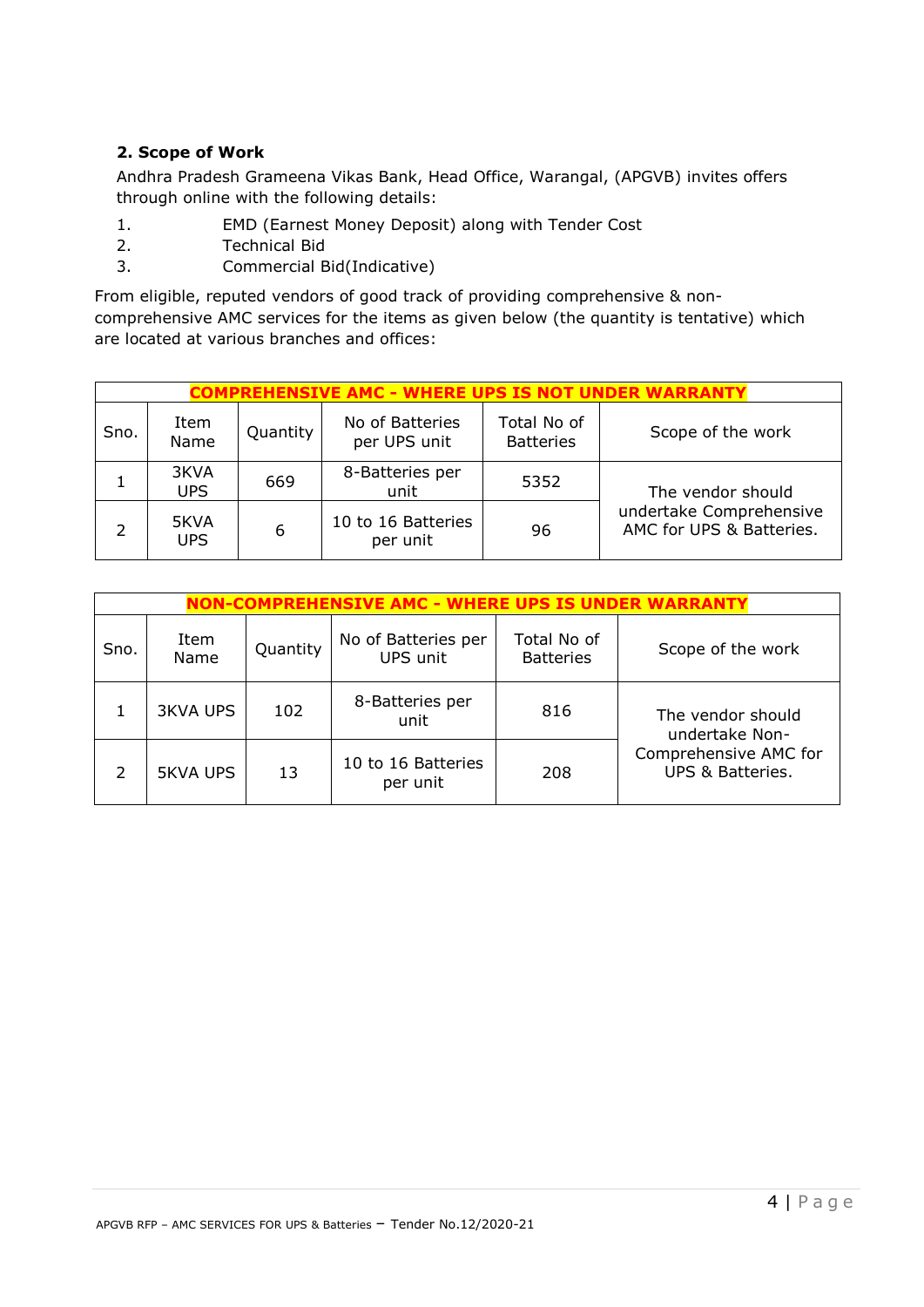## 2. Scope of Work

Andhra Pradesh Grameena Vikas Bank, Head Office, Warangal, (APGVB) invites offers through online with the following details:

1. EMD (Earnest Money Deposit) along with Tender Cost
2. Technical Bid
3. Commercial Bid(Indicative)

From eligible, reputed vendors of good track of providing comprehensive & non-comprehensive AMC services for the items as given below (the quantity is tentative) which are located at various branches and offices:

| **COMPREHENSIVE AMC - WHERE UPS IS NOT UNDER WARRANTY** | | | | | |
|---|---|---|---|---|---|
| Sno. | Item Name | Quantity | No of Batteries per UPS unit | Total No of Batteries | Scope of the work |
| 1 | 3KVA UPS | 669 | 8-Batteries per unit | 5352 | The vendor should undertake Comprehensive AMC for UPS & Batteries. |
| 2 | 5KVA UPS | 6 | 10 to 16 Batteries per unit | 96 | |

| **NON-COMPREHENSIVE AMC - WHERE UPS IS UNDER WARRANTY** | | | | | |
|---|---|---|---|---|---|
| Sno. | Item Name | Quantity | No of Batteries per UPS unit | Total No of Batteries | Scope of the work |
| 1 | 3KVA UPS | 102 | 8-Batteries per unit | 816 | The vendor should undertake Non-Comprehensive AMC for UPS & Batteries. |
| 2 | 5KVA UPS | 13 | 10 to 16 Batteries per unit | 208 | |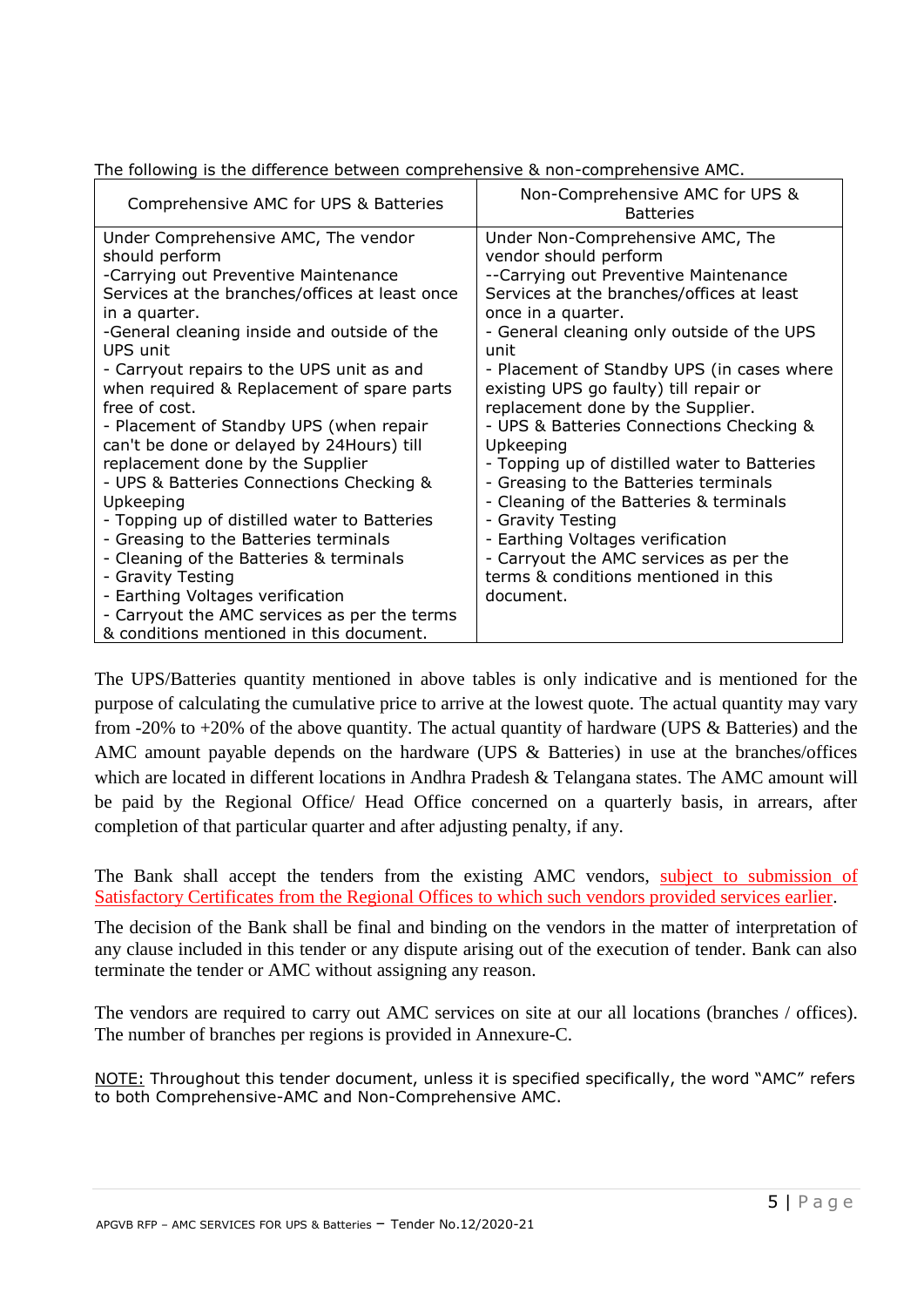The following is the difference between comprehensive & non-comprehensive AMC.

| Comprehensive AMC for UPS & Batteries | Non-Comprehensive AMC for UPS & Batteries |
|---|---|
| Under Comprehensive AMC, The vendor should perform<br>-Carrying out Preventive Maintenance Services at the branches/offices at least once in a quarter.<br>-General cleaning inside and outside of the UPS unit<br>- Carryout repairs to the UPS unit as and when required & Replacement of spare parts free of cost.<br>- Placement of Standby UPS (when repair can't be done or delayed by 24Hours) till replacement done by the Supplier<br>- UPS & Batteries Connections Checking & Upkeeping<br>- Topping up of distilled water to Batteries<br>- Greasing to the Batteries terminals<br>- Cleaning of the Batteries & terminals<br>- Gravity Testing<br>- Earthing Voltages verification<br>- Carryout the AMC services as per the terms & conditions mentioned in this document. | Under Non-Comprehensive AMC, The vendor should perform<br>--Carrying out Preventive Maintenance Services at the branches/offices at least once in a quarter.<br>- General cleaning only outside of the UPS unit<br>- Placement of Standby UPS (in cases where existing UPS go faulty) till repair or replacement done by the Supplier.<br>- UPS & Batteries Connections Checking & Upkeeping<br>- Topping up of distilled water to Batteries<br>- Greasing to the Batteries terminals<br>- Cleaning of the Batteries & terminals<br>- Gravity Testing<br>- Earthing Voltages verification<br>- Carryout the AMC services as per the terms & conditions mentioned in this document. |

The UPS/Batteries quantity mentioned in above tables is only indicative and is mentioned for the purpose of calculating the cumulative price to arrive at the lowest quote. The actual quantity may vary from -20% to +20% of the above quantity. The actual quantity of hardware (UPS & Batteries) and the AMC amount payable depends on the hardware (UPS & Batteries) in use at the branches/offices which are located in different locations in Andhra Pradesh & Telangana states. The AMC amount will be paid by the Regional Office/ Head Office concerned on a quarterly basis, in arrears, after completion of that particular quarter and after adjusting penalty, if any.

The Bank shall accept the tenders from the existing AMC vendors, subject to submission of Satisfactory Certificates from the Regional Offices to which such vendors provided services earlier.

The decision of the Bank shall be final and binding on the vendors in the matter of interpretation of any clause included in this tender or any dispute arising out of the execution of tender. Bank can also terminate the tender or AMC without assigning any reason.

The vendors are required to carry out AMC services on site at our all locations (branches / offices). The number of branches per regions is provided in Annexure-C.

NOTE: Throughout this tender document, unless it is specified specifically, the word "AMC" refers to both Comprehensive-AMC and Non-Comprehensive AMC.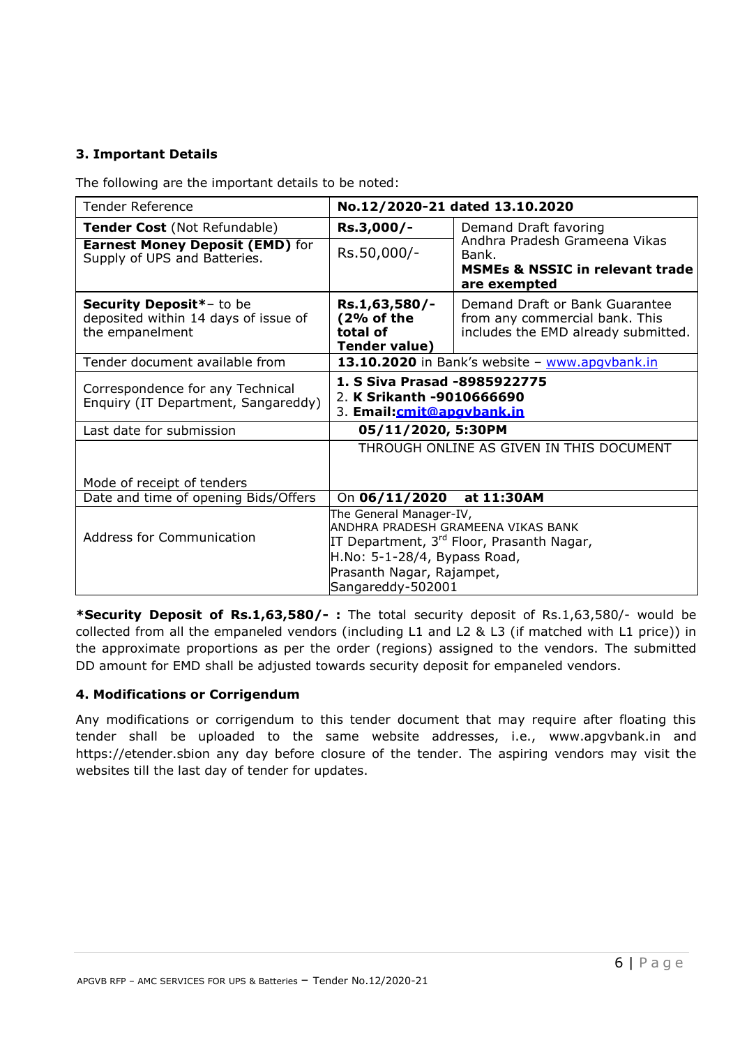### 3. Important Details

The following are the important details to be noted:

| Tender Reference | No.12/2020-21 dated 13.10.2020 | |
|---|---|---|
| **Tender Cost** (Not Refundable) | **Rs.3,000/-** | Demand Draft favoring Andhra Pradesh Grameena Vikas Bank. **MSMEs & NSSIC in relevant trade are exempted** |
| **Earnest Money Deposit (EMD)** for Supply of UPS and Batteries. | Rs.50,000/- | |
| **Security Deposit***– to be deposited within 14 days of issue of the empanelment | **Rs.1,63,580/- (2% of the total of Tender value)** | Demand Draft or Bank Guarantee from any commercial bank. This includes the EMD already submitted. |
| Tender document available from | **13.10.2020** in Bank's website – www.apgvbank.in | |
| Correspondence for any Technical Enquiry (IT Department, Sangareddy) | **1. S Siva Prasad -8985922775**<br>2. **K Srikanth -9010666690**<br>3. **Email:cmit@apgvbank.in** | |
| Last date for submission | **05/11/2020, 5:30PM** | |
| Mode of receipt of tenders | THROUGH ONLINE AS GIVEN IN THIS DOCUMENT | |
| Date and time of opening Bids/Offers | On **06/11/2020 at 11:30AM** | |
| Address for Communication | The General Manager-IV,<br>ANDHRA PRADESH GRAMEENA VIKAS BANK<br>IT Department, 3rd Floor, Prasanth Nagar,<br>H.No: 5-1-28/4, Bypass Road,<br>Prasanth Nagar, Rajampet,<br>Sangareddy-502001 | |

***Security Deposit of Rs.1,63,580/- :** The total security deposit of Rs.1,63,580/- would be collected from all the empaneled vendors (including L1 and L2 & L3 (if matched with L1 price)) in the approximate proportions as per the order (regions) assigned to the vendors. The submitted DD amount for EMD shall be adjusted towards security deposit for empaneled vendors.

### 4. Modifications or Corrigendum

Any modifications or corrigendum to this tender document that may require after floating this tender shall be uploaded to the same website addresses, i.e., www.apgvbank.in and https://etender.sbion any day before closure of the tender. The aspiring vendors may visit the websites till the last day of tender for updates.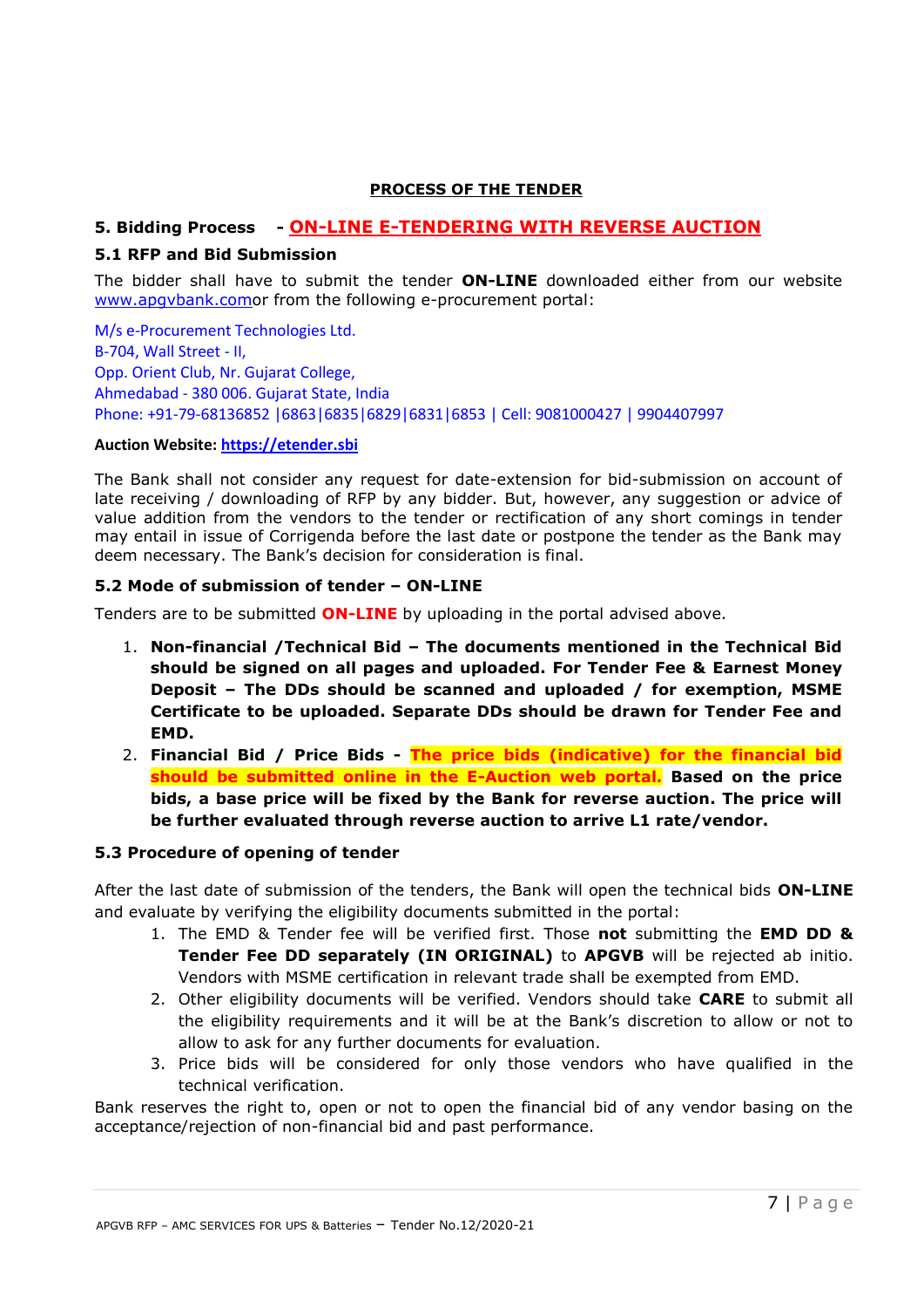## PROCESS OF THE TENDER

### 5. Bidding Process - ON-LINE E-TENDERING WITH REVERSE AUCTION

### 5.1 RFP and Bid Submission

The bidder shall have to submit the tender **ON-LINE** downloaded either from our website www.apgvbank.comor from the following e-procurement portal:

M/s e-Procurement Technologies Ltd.
B-704, Wall Street - II,
Opp. Orient Club, Nr. Gujarat College,
Ahmedabad - 380 006. Gujarat State, India
Phone: +91-79-68136852 |6863|6835|6829|6831|6853 | Cell: 9081000427 | 9904407997

**Auction Website: https://etender.sbi**

The Bank shall not consider any request for date-extension for bid-submission on account of late receiving / downloading of RFP by any bidder. But, however, any suggestion or advice of value addition from the vendors to the tender or rectification of any short comings in tender may entail in issue of Corrigenda before the last date or postpone the tender as the Bank may deem necessary. The Bank's decision for consideration is final.

### 5.2 Mode of submission of tender – ON-LINE

Tenders are to be submitted **ON-LINE** by uploading in the portal advised above.

1. **Non-financial /Technical Bid – The documents mentioned in the Technical Bid should be signed on all pages and uploaded. For Tender Fee & Earnest Money Deposit – The DDs should be scanned and uploaded / for exemption, MSME Certificate to be uploaded. Separate DDs should be drawn for Tender Fee and EMD.**
2. **Financial Bid / Price Bids - The price bids (indicative) for the financial bid should be submitted online in the E-Auction web portal. Based on the price bids, a base price will be fixed by the Bank for reverse auction. The price will be further evaluated through reverse auction to arrive L1 rate/vendor.**

### 5.3 Procedure of opening of tender

After the last date of submission of the tenders, the Bank will open the technical bids **ON-LINE** and evaluate by verifying the eligibility documents submitted in the portal:

1. The EMD & Tender fee will be verified first. Those **not** submitting the **EMD DD & Tender Fee DD separately (IN ORIGINAL)** to **APGVB** will be rejected ab initio. Vendors with MSME certification in relevant trade shall be exempted from EMD.
2. Other eligibility documents will be verified. Vendors should take **CARE** to submit all the eligibility requirements and it will be at the Bank's discretion to allow or not to allow to ask for any further documents for evaluation.
3. Price bids will be considered for only those vendors who have qualified in the technical verification.

Bank reserves the right to, open or not to open the financial bid of any vendor basing on the acceptance/rejection of non-financial bid and past performance.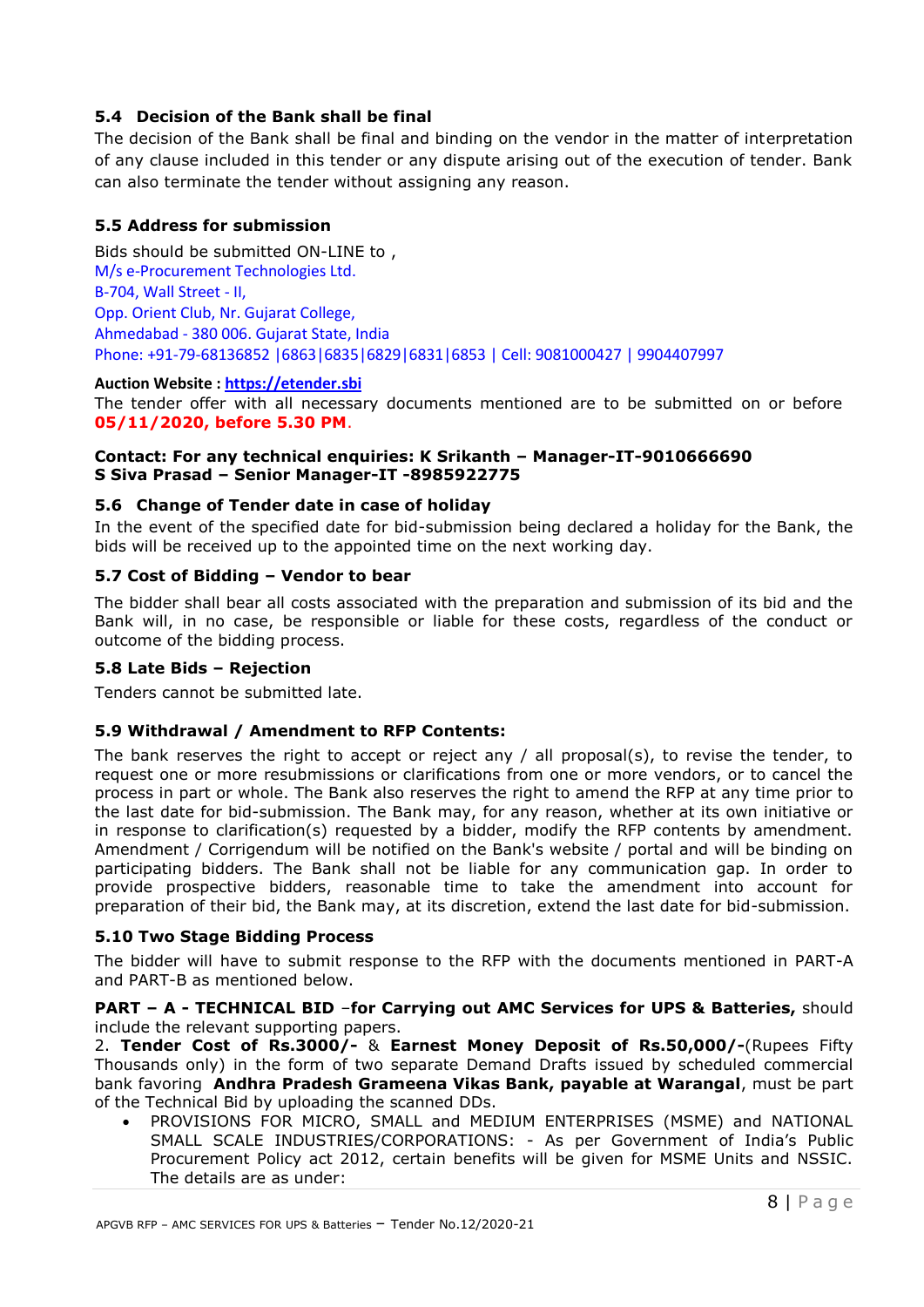### 5.4 Decision of the Bank shall be final

The decision of the Bank shall be final and binding on the vendor in the matter of interpretation of any clause included in this tender or any dispute arising out of the execution of tender. Bank can also terminate the tender without assigning any reason.

### 5.5 Address for submission

Bids should be submitted ON-LINE to ,
M/s e-Procurement Technologies Ltd.
B-704, Wall Street - II,
Opp. Orient Club, Nr. Gujarat College,
Ahmedabad - 380 006. Gujarat State, India
Phone: +91-79-68136852 |6863|6835|6829|6831|6853 | Cell: 9081000427 | 9904407997

**Auction Website : https://etender.sbi**

The tender offer with all necessary documents mentioned are to be submitted on or before **05/11/2020, before 5.30 PM**.

**Contact: For any technical enquiries: K Srikanth – Manager-IT-9010666690**
**S Siva Prasad – Senior Manager-IT -8985922775**

### 5.6 Change of Tender date in case of holiday

In the event of the specified date for bid-submission being declared a holiday for the Bank, the bids will be received up to the appointed time on the next working day.

### 5.7 Cost of Bidding – Vendor to bear

The bidder shall bear all costs associated with the preparation and submission of its bid and the Bank will, in no case, be responsible or liable for these costs, regardless of the conduct or outcome of the bidding process.

### 5.8 Late Bids – Rejection

Tenders cannot be submitted late.

### 5.9 Withdrawal / Amendment to RFP Contents:

The bank reserves the right to accept or reject any / all proposal(s), to revise the tender, to request one or more resubmissions or clarifications from one or more vendors, or to cancel the process in part or whole. The Bank also reserves the right to amend the RFP at any time prior to the last date for bid-submission. The Bank may, for any reason, whether at its own initiative or in response to clarification(s) requested by a bidder, modify the RFP contents by amendment. Amendment / Corrigendum will be notified on the Bank's website / portal and will be binding on participating bidders. The Bank shall not be liable for any communication gap. In order to provide prospective bidders, reasonable time to take the amendment into account for preparation of their bid, the Bank may, at its discretion, extend the last date for bid-submission.

### 5.10 Two Stage Bidding Process

The bidder will have to submit response to the RFP with the documents mentioned in PART-A and PART-B as mentioned below.

**PART – A - TECHNICAL BID** –**for Carrying out AMC Services for UPS & Batteries,** should include the relevant supporting papers.

2. **Tender Cost of Rs.3000/-** & **Earnest Money Deposit of Rs.50,000/-**(Rupees Fifty Thousands only) in the form of two separate Demand Drafts issued by scheduled commercial bank favoring **Andhra Pradesh Grameena Vikas Bank, payable at Warangal**, must be part of the Technical Bid by uploading the scanned DDs.

- PROVISIONS FOR MICRO, SMALL and MEDIUM ENTERPRISES (MSME) and NATIONAL SMALL SCALE INDUSTRIES/CORPORATIONS: - As per Government of India's Public Procurement Policy act 2012, certain benefits will be given for MSME Units and NSSIC. The details are as under: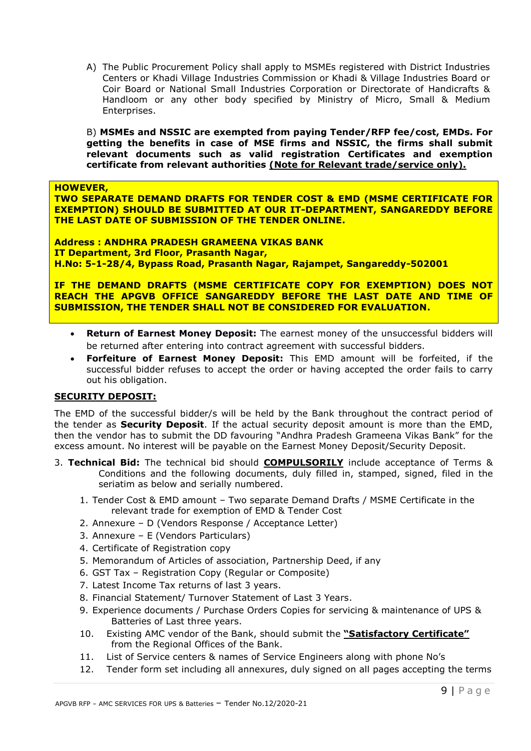A) The Public Procurement Policy shall apply to MSMEs registered with District Industries Centers or Khadi Village Industries Commission or Khadi & Village Industries Board or Coir Board or National Small Industries Corporation or Directorate of Handicrafts & Handloom or any other body specified by Ministry of Micro, Small & Medium Enterprises.

B) **MSMEs and NSSIC are exempted from paying Tender/RFP fee/cost, EMDs. For getting the benefits in case of MSE firms and NSSIC, the firms shall submit relevant documents such as valid registration Certificates and exemption certificate from relevant authorities <u>(Note for Relevant trade/service only).</u>**

**HOWEVER,**
**TWO SEPARATE DEMAND DRAFTS FOR TENDER COST & EMD (MSME CERTIFICATE FOR EXEMPTION) SHOULD BE SUBMITTED AT OUR IT-DEPARTMENT, SANGAREDDY BEFORE THE LAST DATE OF SUBMISSION OF THE TENDER ONLINE.**

**Address : ANDHRA PRADESH GRAMEENA VIKAS BANK**
**IT Department, 3rd Floor, Prasanth Nagar,**
**H.No: 5-1-28/4, Bypass Road, Prasanth Nagar, Rajampet, Sangareddy-502001**

**IF THE DEMAND DRAFTS (MSME CERTIFICATE COPY FOR EXEMPTION) DOES NOT REACH THE APGVB OFFICE SANGAREDDY BEFORE THE LAST DATE AND TIME OF SUBMISSION, THE TENDER SHALL NOT BE CONSIDERED FOR EVALUATION.**

- **Return of Earnest Money Deposit:** The earnest money of the unsuccessful bidders will be returned after entering into contract agreement with successful bidders.
- **Forfeiture of Earnest Money Deposit:** This EMD amount will be forfeited, if the successful bidder refuses to accept the order or having accepted the order fails to carry out his obligation.

**<u>SECURITY DEPOSIT:</u>**

The EMD of the successful bidder/s will be held by the Bank throughout the contract period of the tender as **Security Deposit**. If the actual security deposit amount is more than the EMD, then the vendor has to submit the DD favouring "Andhra Pradesh Grameena Vikas Bank" for the excess amount. No interest will be payable on the Earnest Money Deposit/Security Deposit.

3. **Technical Bid:** The technical bid should **<u>COMPULSORILY</u>** include acceptance of Terms & Conditions and the following documents, duly filled in, stamped, signed, filed in the seriatim as below and serially numbered.

    1. Tender Cost & EMD amount – Two separate Demand Drafts / MSME Certificate in the relevant trade for exemption of EMD & Tender Cost
    2. Annexure – D (Vendors Response / Acceptance Letter)
    3. Annexure – E (Vendors Particulars)
    4. Certificate of Registration copy
    5. Memorandum of Articles of association, Partnership Deed, if any
    6. GST Tax – Registration Copy (Regular or Composite)
    7. Latest Income Tax returns of last 3 years.
    8. Financial Statement/ Turnover Statement of Last 3 Years.
    9. Experience documents / Purchase Orders Copies for servicing & maintenance of UPS & Batteries of Last three years.
    10. Existing AMC vendor of the Bank, should submit the **<u>"Satisfactory Certificate"</u>** from the Regional Offices of the Bank.
    11. List of Service centers & names of Service Engineers along with phone No's
    12. Tender form set including all annexures, duly signed on all pages accepting the terms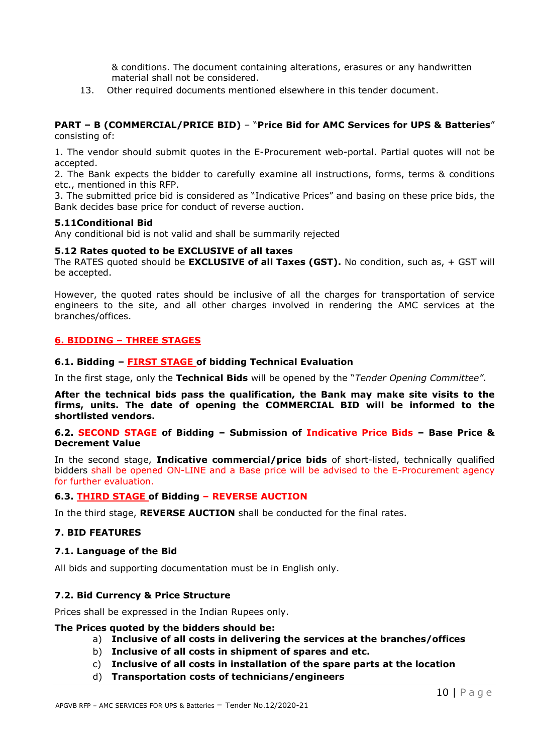& conditions. The document containing alterations, erasures or any handwritten material shall not be considered.

13. Other required documents mentioned elsewhere in this tender document.

**PART – B (COMMERCIAL/PRICE BID)** – "**Price Bid for AMC Services for UPS & Batteries**" consisting of:

1. The vendor should submit quotes in the E-Procurement web-portal. Partial quotes will not be accepted.
2. The Bank expects the bidder to carefully examine all instructions, forms, terms & conditions etc., mentioned in this RFP.
3. The submitted price bid is considered as "Indicative Prices" and basing on these price bids, the Bank decides base price for conduct of reverse auction.

**5.11Conditional Bid**

Any conditional bid is not valid and shall be summarily rejected

**5.12 Rates quoted to be EXCLUSIVE of all taxes**

The RATES quoted should be **EXCLUSIVE of all Taxes (GST).** No condition, such as, + GST will be accepted.

However, the quoted rates should be inclusive of all the charges for transportation of service engineers to the site, and all other charges involved in rendering the AMC services at the branches/offices.

## 6. BIDDING – THREE STAGES

### 6.1. Bidding – FIRST STAGE of bidding Technical Evaluation

In the first stage, only the **Technical Bids** will be opened by the "*Tender Opening Committee"*.

**After the technical bids pass the qualification, the Bank may make site visits to the firms, units. The date of opening the COMMERCIAL BID will be informed to the shortlisted vendors.**

### 6.2. SECOND STAGE of Bidding – Submission of Indicative Price Bids – Base Price & Decrement Value

In the second stage, **Indicative commercial/price bids** of short-listed, technically qualified bidders shall be opened ON-LINE and a Base price will be advised to the E-Procurement agency for further evaluation.

### 6.3. THIRD STAGE of Bidding – REVERSE AUCTION

In the third stage, **REVERSE AUCTION** shall be conducted for the final rates.

## 7. BID FEATURES

### 7.1. Language of the Bid

All bids and supporting documentation must be in English only.

### 7.2. Bid Currency & Price Structure

Prices shall be expressed in the Indian Rupees only.

**The Prices quoted by the bidders should be:**

a) **Inclusive of all costs in delivering the services at the branches/offices**
b) **Inclusive of all costs in shipment of spares and etc.**
c) **Inclusive of all costs in installation of the spare parts at the location**
d) **Transportation costs of technicians/engineers**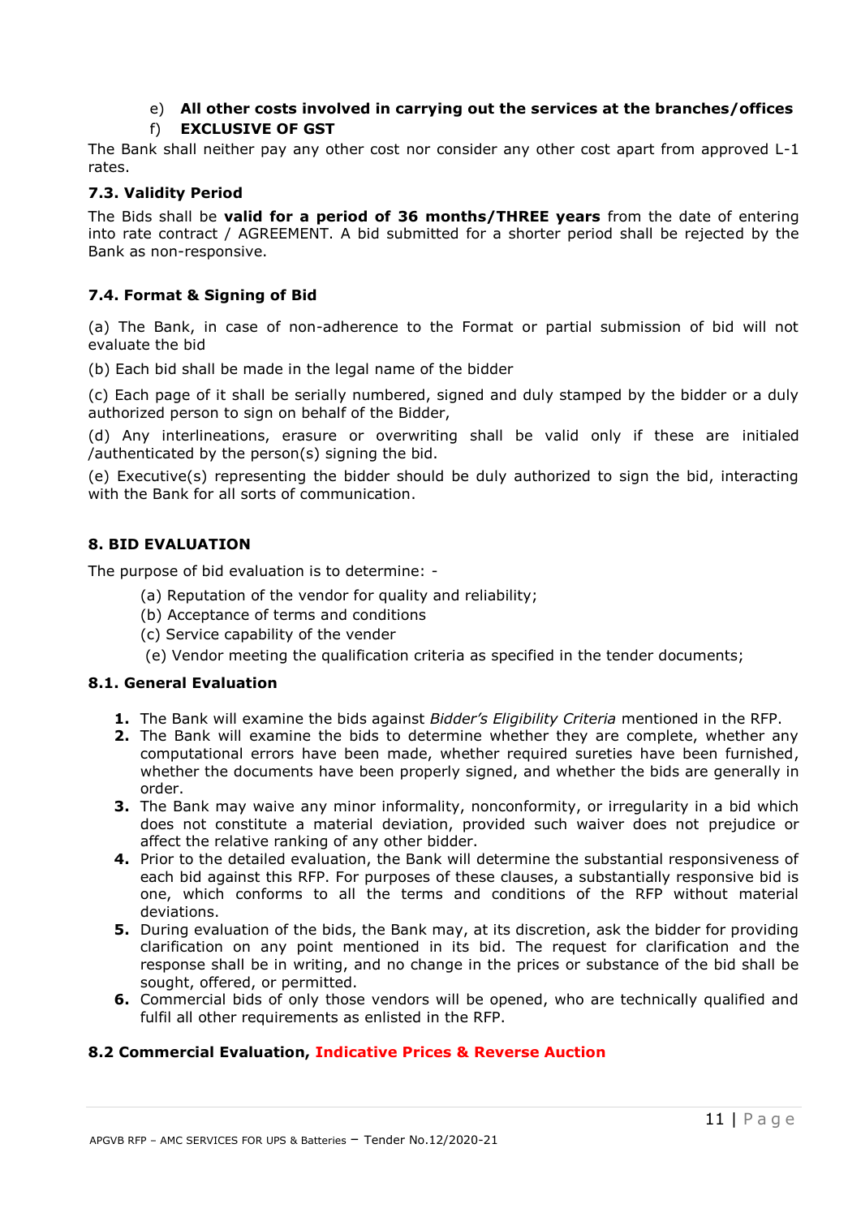e) **All other costs involved in carrying out the services at the branches/offices**

f) **EXCLUSIVE OF GST**

The Bank shall neither pay any other cost nor consider any other cost apart from approved L-1 rates.

### 7.3. Validity Period

The Bids shall be **valid for a period of 36 months/THREE years** from the date of entering into rate contract / AGREEMENT. A bid submitted for a shorter period shall be rejected by the Bank as non-responsive.

### 7.4. Format & Signing of Bid

(a) The Bank, in case of non-adherence to the Format or partial submission of bid will not evaluate the bid

(b) Each bid shall be made in the legal name of the bidder

(c) Each page of it shall be serially numbered, signed and duly stamped by the bidder or a duly authorized person to sign on behalf of the Bidder,

(d) Any interlineations, erasure or overwriting shall be valid only if these are initialed /authenticated by the person(s) signing the bid.

(e) Executive(s) representing the bidder should be duly authorized to sign the bid, interacting with the Bank for all sorts of communication.

## 8. BID EVALUATION

The purpose of bid evaluation is to determine: -

(a) Reputation of the vendor for quality and reliability;

(b) Acceptance of terms and conditions

(c) Service capability of the vender

(e) Vendor meeting the qualification criteria as specified in the tender documents;

### 8.1. General Evaluation

1. The Bank will examine the bids against *Bidder's Eligibility Criteria* mentioned in the RFP.
2. The Bank will examine the bids to determine whether they are complete, whether any computational errors have been made, whether required sureties have been furnished, whether the documents have been properly signed, and whether the bids are generally in order.
3. The Bank may waive any minor informality, nonconformity, or irregularity in a bid which does not constitute a material deviation, provided such waiver does not prejudice or affect the relative ranking of any other bidder.
4. Prior to the detailed evaluation, the Bank will determine the substantial responsiveness of each bid against this RFP. For purposes of these clauses, a substantially responsive bid is one, which conforms to all the terms and conditions of the RFP without material deviations.
5. During evaluation of the bids, the Bank may, at its discretion, ask the bidder for providing clarification on any point mentioned in its bid. The request for clarification and the response shall be in writing, and no change in the prices or substance of the bid shall be sought, offered, or permitted.
6. Commercial bids of only those vendors will be opened, who are technically qualified and fulfil all other requirements as enlisted in the RFP.

### 8.2 Commercial Evaluation, Indicative Prices & Reverse Auction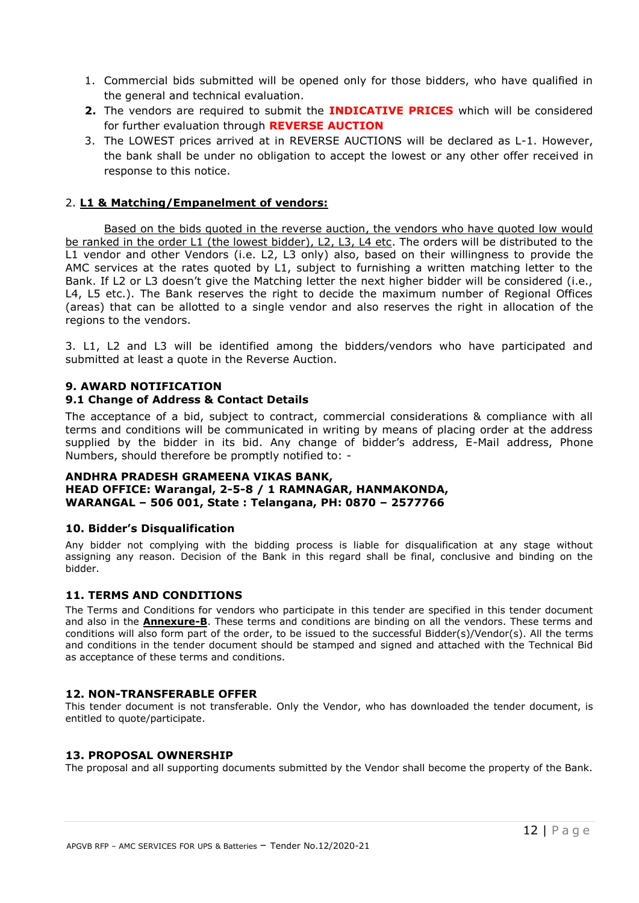1. Commercial bids submitted will be opened only for those bidders, who have qualified in the general and technical evaluation.
2. The vendors are required to submit the **INDICATIVE PRICES** which will be considered for further evaluation through **REVERSE AUCTION**
3. The LOWEST prices arrived at in REVERSE AUCTIONS will be declared as L-1. However, the bank shall be under no obligation to accept the lowest or any other offer received in response to this notice.

2. **L1 & Matching/Empanelment of vendors:**

Based on the bids quoted in the reverse auction, the vendors who have quoted low would be ranked in the order L1 (the lowest bidder), L2, L3, L4 etc. The orders will be distributed to the L1 vendor and other Vendors (i.e. L2, L3 only) also, based on their willingness to provide the AMC services at the rates quoted by L1, subject to furnishing a written matching letter to the Bank. If L2 or L3 doesn't give the Matching letter the next higher bidder will be considered (i.e., L4, L5 etc.). The Bank reserves the right to decide the maximum number of Regional Offices (areas) that can be allotted to a single vendor and also reserves the right in allocation of the regions to the vendors.

3. L1, L2 and L3 will be identified among the bidders/vendors who have participated and submitted at least a quote in the Reverse Auction.

### 9. AWARD NOTIFICATION

### 9.1 Change of Address & Contact Details

The acceptance of a bid, subject to contract, commercial considerations & compliance with all terms and conditions will be communicated in writing by means of placing order at the address supplied by the bidder in its bid. Any change of bidder's address, E-Mail address, Phone Numbers, should therefore be promptly notified to: -

**ANDHRA PRADESH GRAMEENA VIKAS BANK,**
**HEAD OFFICE: Warangal, 2-5-8 / 1 RAMNAGAR, HANMAKONDA,**
**WARANGAL – 506 001, State : Telangana, PH: 0870 – 2577766**

### 10. Bidder's Disqualification

Any bidder not complying with the bidding process is liable for disqualification at any stage without assigning any reason. Decision of the Bank in this regard shall be final, conclusive and binding on the bidder.

### 11. TERMS AND CONDITIONS

The Terms and Conditions for vendors who participate in this tender are specified in this tender document and also in the **Annexure-B**. These terms and conditions are binding on all the vendors. These terms and conditions will also form part of the order, to be issued to the successful Bidder(s)/Vendor(s). All the terms and conditions in the tender document should be stamped and signed and attached with the Technical Bid as acceptance of these terms and conditions.

### 12. NON-TRANSFERABLE OFFER

This tender document is not transferable. Only the Vendor, who has downloaded the tender document, is entitled to quote/participate.

### 13. PROPOSAL OWNERSHIP

The proposal and all supporting documents submitted by the Vendor shall become the property of the Bank.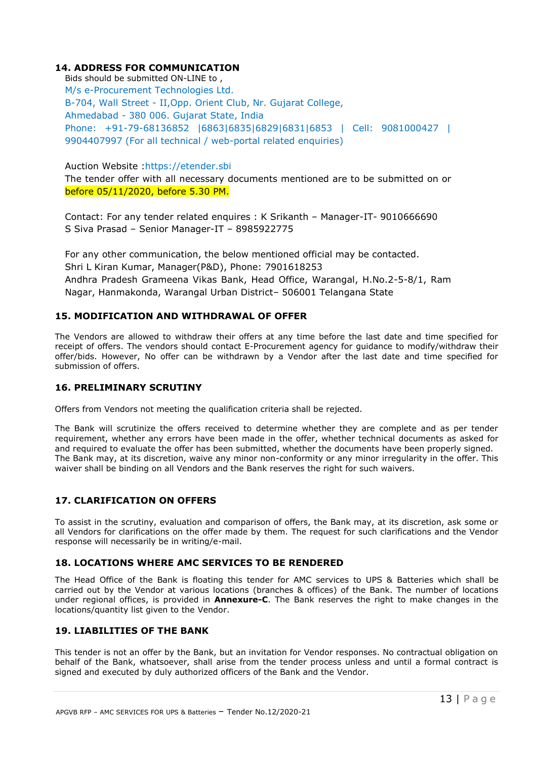## 14. ADDRESS FOR COMMUNICATION

Bids should be submitted ON-LINE to ,
M/s e-Procurement Technologies Ltd.
B-704, Wall Street - II,Opp. Orient Club, Nr. Gujarat College,
Ahmedabad - 380 006. Gujarat State, India
Phone: +91-79-68136852 |6863|6835|6829|6831|6853 | Cell: 9081000427 | 9904407997 (For all technical / web-portal related enquiries)

Auction Website :https://etender.sbi
The tender offer with all necessary documents mentioned are to be submitted on or before 05/11/2020, before 5.30 PM.

Contact: For any tender related enquires : K Srikanth – Manager-IT- 9010666690
S Siva Prasad – Senior Manager-IT – 8985922775

For any other communication, the below mentioned official may be contacted.
Shri L Kiran Kumar, Manager(P&D), Phone: 7901618253
Andhra Pradesh Grameena Vikas Bank, Head Office, Warangal, H.No.2-5-8/1, Ram Nagar, Hanmakonda, Warangal Urban District– 506001 Telangana State

## 15. MODIFICATION AND WITHDRAWAL OF OFFER

The Vendors are allowed to withdraw their offers at any time before the last date and time specified for receipt of offers. The vendors should contact E-Procurement agency for guidance to modify/withdraw their offer/bids. However, No offer can be withdrawn by a Vendor after the last date and time specified for submission of offers.

## 16. PRELIMINARY SCRUTINY

Offers from Vendors not meeting the qualification criteria shall be rejected.

The Bank will scrutinize the offers received to determine whether they are complete and as per tender requirement, whether any errors have been made in the offer, whether technical documents as asked for and required to evaluate the offer has been submitted, whether the documents have been properly signed. The Bank may, at its discretion, waive any minor non-conformity or any minor irregularity in the offer. This waiver shall be binding on all Vendors and the Bank reserves the right for such waivers.

## 17. CLARIFICATION ON OFFERS

To assist in the scrutiny, evaluation and comparison of offers, the Bank may, at its discretion, ask some or all Vendors for clarifications on the offer made by them. The request for such clarifications and the Vendor response will necessarily be in writing/e-mail.

## 18. LOCATIONS WHERE AMC SERVICES TO BE RENDERED

The Head Office of the Bank is floating this tender for AMC services to UPS & Batteries which shall be carried out by the Vendor at various locations (branches & offices) of the Bank. The number of locations under regional offices, is provided in **Annexure-C**. The Bank reserves the right to make changes in the locations/quantity list given to the Vendor.

## 19. LIABILITIES OF THE BANK

This tender is not an offer by the Bank, but an invitation for Vendor responses. No contractual obligation on behalf of the Bank, whatsoever, shall arise from the tender process unless and until a formal contract is signed and executed by duly authorized officers of the Bank and the Vendor.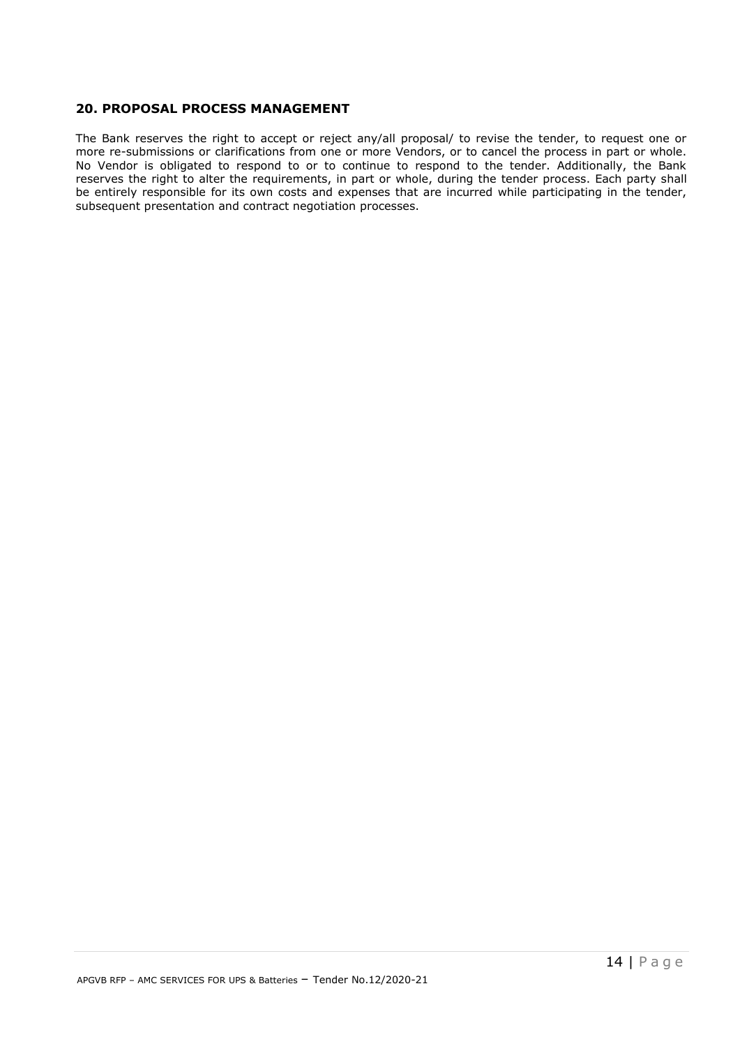## 20. PROPOSAL PROCESS MANAGEMENT

The Bank reserves the right to accept or reject any/all proposal/ to revise the tender, to request one or more re-submissions or clarifications from one or more Vendors, or to cancel the process in part or whole. No Vendor is obligated to respond to or to continue to respond to the tender. Additionally, the Bank reserves the right to alter the requirements, in part or whole, during the tender process. Each party shall be entirely responsible for its own costs and expenses that are incurred while participating in the tender, subsequent presentation and contract negotiation processes.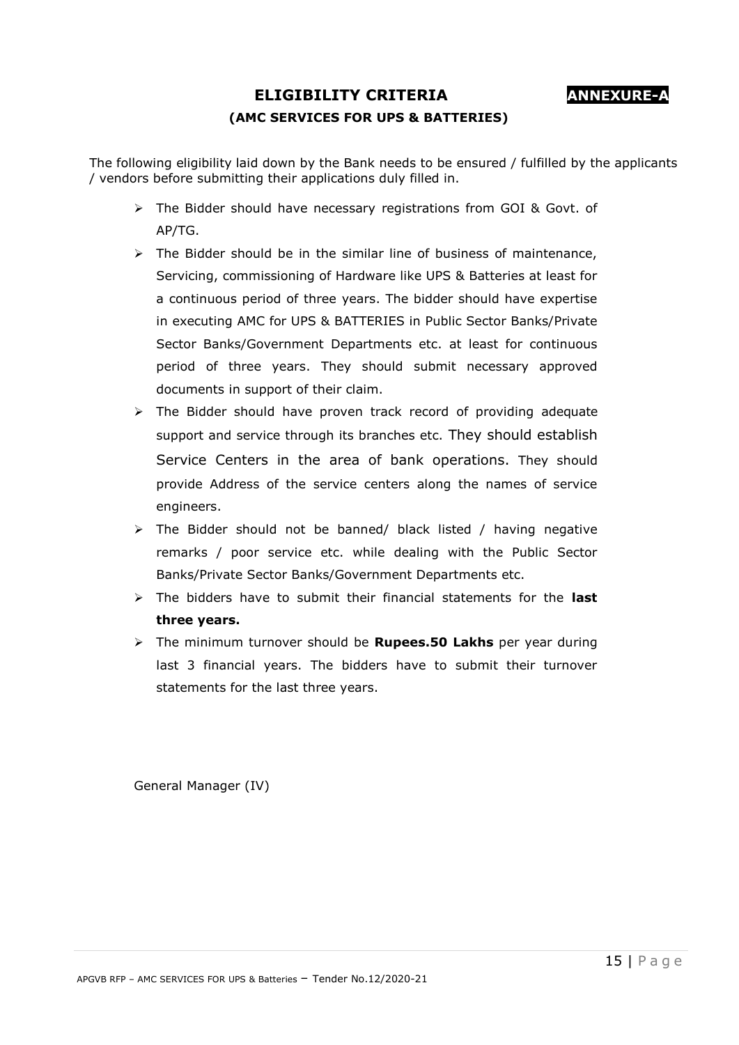# ELIGIBILITY CRITERIA

**ANNEXURE-A**

### (AMC SERVICES FOR UPS & BATTERIES)

The following eligibility laid down by the Bank needs to be ensured / fulfilled by the applicants / vendors before submitting their applications duly filled in.

- The Bidder should have necessary registrations from GOI & Govt. of AP/TG.
- The Bidder should be in the similar line of business of maintenance, Servicing, commissioning of Hardware like UPS & Batteries at least for a continuous period of three years. The bidder should have expertise in executing AMC for UPS & BATTERIES in Public Sector Banks/Private Sector Banks/Government Departments etc. at least for continuous period of three years. They should submit necessary approved documents in support of their claim.
- The Bidder should have proven track record of providing adequate support and service through its branches etc. They should establish Service Centers in the area of bank operations. They should provide Address of the service centers along the names of service engineers.
- The Bidder should not be banned/ black listed / having negative remarks / poor service etc. while dealing with the Public Sector Banks/Private Sector Banks/Government Departments etc.
- The bidders have to submit their financial statements for the **last three years.**
- The minimum turnover should be **Rupees.50 Lakhs** per year during last 3 financial years. The bidders have to submit their turnover statements for the last three years.

General Manager (IV)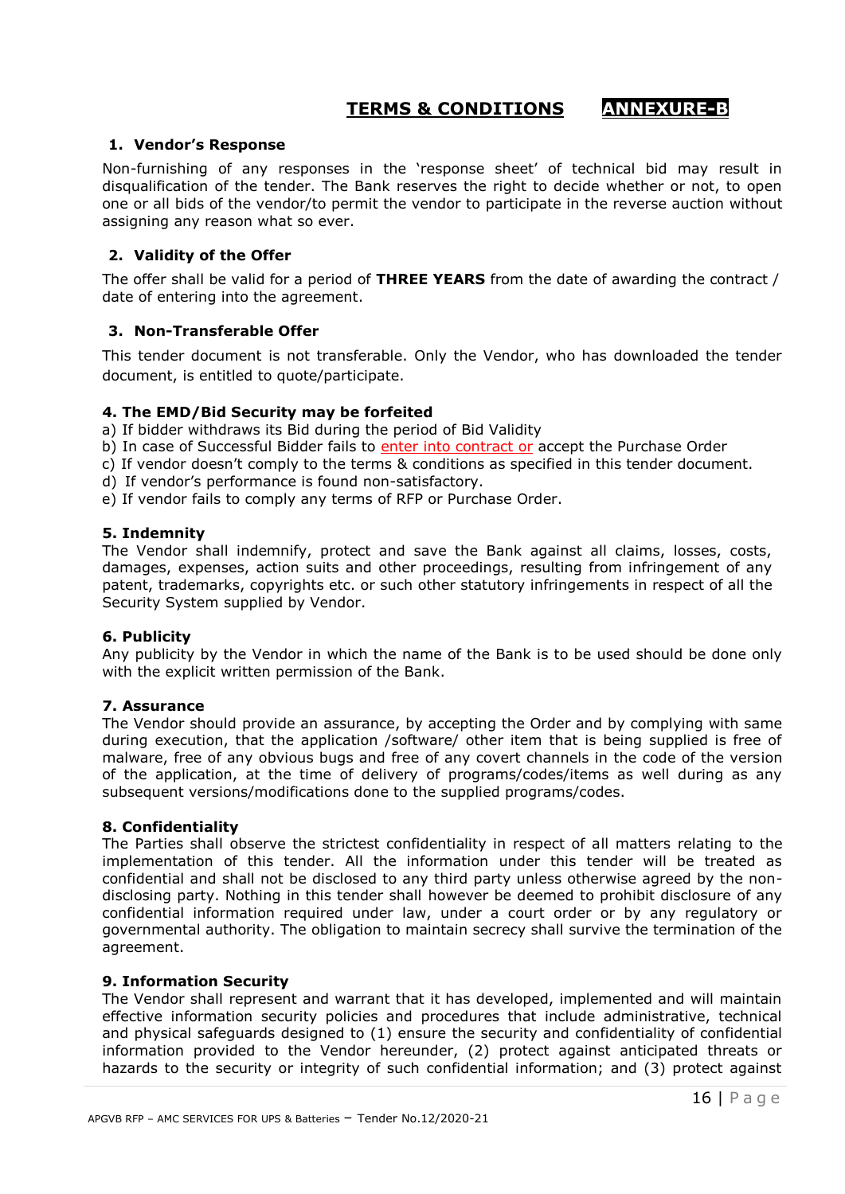## TERMS & CONDITIONS **ANNEXURE-B**

### 1. Vendor's Response

Non-furnishing of any responses in the 'response sheet' of technical bid may result in disqualification of the tender. The Bank reserves the right to decide whether or not, to open one or all bids of the vendor/to permit the vendor to participate in the reverse auction without assigning any reason what so ever.

### 2. Validity of the Offer

The offer shall be valid for a period of **THREE YEARS** from the date of awarding the contract / date of entering into the agreement.

### 3. Non-Transferable Offer

This tender document is not transferable. Only the Vendor, who has downloaded the tender document, is entitled to quote/participate.

### 4. The EMD/Bid Security may be forfeited

a) If bidder withdraws its Bid during the period of Bid Validity
b) In case of Successful Bidder fails to enter into contract or accept the Purchase Order
c) If vendor doesn't comply to the terms & conditions as specified in this tender document.
d) If vendor's performance is found non-satisfactory.
e) If vendor fails to comply any terms of RFP or Purchase Order.

### 5. Indemnity

The Vendor shall indemnify, protect and save the Bank against all claims, losses, costs, damages, expenses, action suits and other proceedings, resulting from infringement of any patent, trademarks, copyrights etc. or such other statutory infringements in respect of all the Security System supplied by Vendor.

### 6. Publicity

Any publicity by the Vendor in which the name of the Bank is to be used should be done only with the explicit written permission of the Bank.

### 7. Assurance

The Vendor should provide an assurance, by accepting the Order and by complying with same during execution, that the application /software/ other item that is being supplied is free of malware, free of any obvious bugs and free of any covert channels in the code of the version of the application, at the time of delivery of programs/codes/items as well during as any subsequent versions/modifications done to the supplied programs/codes.

### 8. Confidentiality

The Parties shall observe the strictest confidentiality in respect of all matters relating to the implementation of this tender. All the information under this tender will be treated as confidential and shall not be disclosed to any third party unless otherwise agreed by the non-disclosing party. Nothing in this tender shall however be deemed to prohibit disclosure of any confidential information required under law, under a court order or by any regulatory or governmental authority. The obligation to maintain secrecy shall survive the termination of the agreement.

### 9. Information Security

The Vendor shall represent and warrant that it has developed, implemented and will maintain effective information security policies and procedures that include administrative, technical and physical safeguards designed to (1) ensure the security and confidentiality of confidential information provided to the Vendor hereunder, (2) protect against anticipated threats or hazards to the security or integrity of such confidential information; and (3) protect against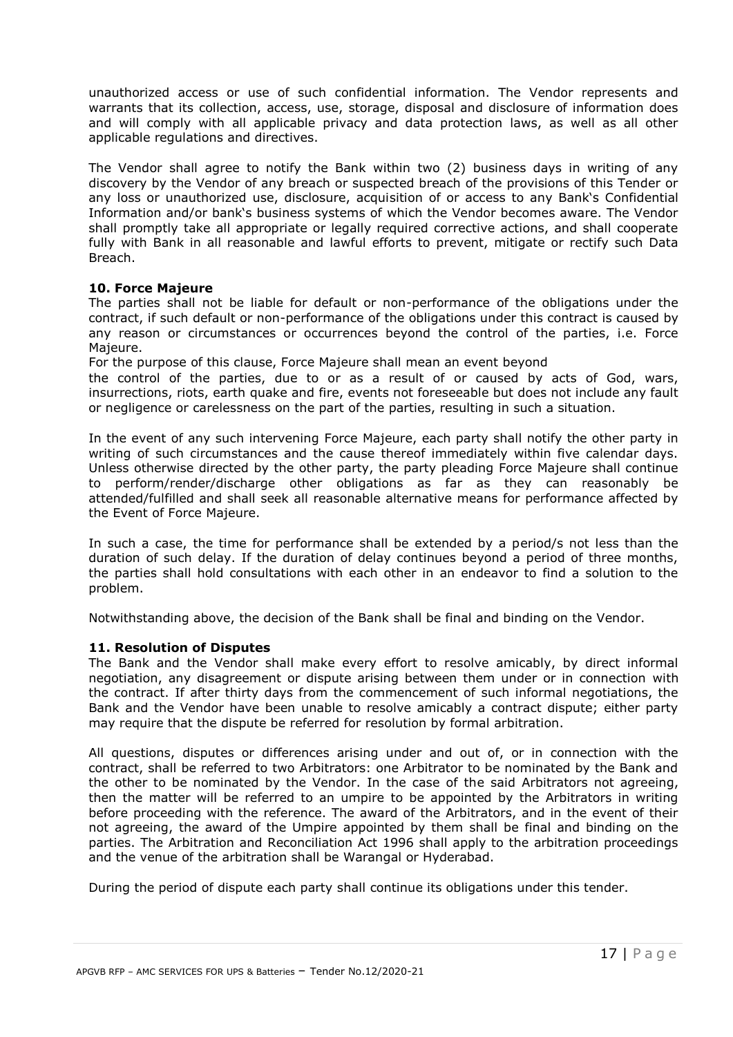unauthorized access or use of such confidential information. The Vendor represents and warrants that its collection, access, use, storage, disposal and disclosure of information does and will comply with all applicable privacy and data protection laws, as well as all other applicable regulations and directives.

The Vendor shall agree to notify the Bank within two (2) business days in writing of any discovery by the Vendor of any breach or suspected breach of the provisions of this Tender or any loss or unauthorized use, disclosure, acquisition of or access to any Bank's Confidential Information and/or bank's business systems of which the Vendor becomes aware. The Vendor shall promptly take all appropriate or legally required corrective actions, and shall cooperate fully with Bank in all reasonable and lawful efforts to prevent, mitigate or rectify such Data Breach.

**10. Force Majeure**

The parties shall not be liable for default or non-performance of the obligations under the contract, if such default or non-performance of the obligations under this contract is caused by any reason or circumstances or occurrences beyond the control of the parties, i.e. Force Majeure.

For the purpose of this clause, Force Majeure shall mean an event beyond the control of the parties, due to or as a result of or caused by acts of God, wars, insurrections, riots, earth quake and fire, events not foreseeable but does not include any fault or negligence or carelessness on the part of the parties, resulting in such a situation.

In the event of any such intervening Force Majeure, each party shall notify the other party in writing of such circumstances and the cause thereof immediately within five calendar days. Unless otherwise directed by the other party, the party pleading Force Majeure shall continue to perform/render/discharge other obligations as far as they can reasonably be attended/fulfilled and shall seek all reasonable alternative means for performance affected by the Event of Force Majeure.

In such a case, the time for performance shall be extended by a period/s not less than the duration of such delay. If the duration of delay continues beyond a period of three months, the parties shall hold consultations with each other in an endeavor to find a solution to the problem.

Notwithstanding above, the decision of the Bank shall be final and binding on the Vendor.

**11. Resolution of Disputes**

The Bank and the Vendor shall make every effort to resolve amicably, by direct informal negotiation, any disagreement or dispute arising between them under or in connection with the contract. If after thirty days from the commencement of such informal negotiations, the Bank and the Vendor have been unable to resolve amicably a contract dispute; either party may require that the dispute be referred for resolution by formal arbitration.

All questions, disputes or differences arising under and out of, or in connection with the contract, shall be referred to two Arbitrators: one Arbitrator to be nominated by the Bank and the other to be nominated by the Vendor. In the case of the said Arbitrators not agreeing, then the matter will be referred to an umpire to be appointed by the Arbitrators in writing before proceeding with the reference. The award of the Arbitrators, and in the event of their not agreeing, the award of the Umpire appointed by them shall be final and binding on the parties. The Arbitration and Reconciliation Act 1996 shall apply to the arbitration proceedings and the venue of the arbitration shall be Warangal or Hyderabad.

During the period of dispute each party shall continue its obligations under this tender.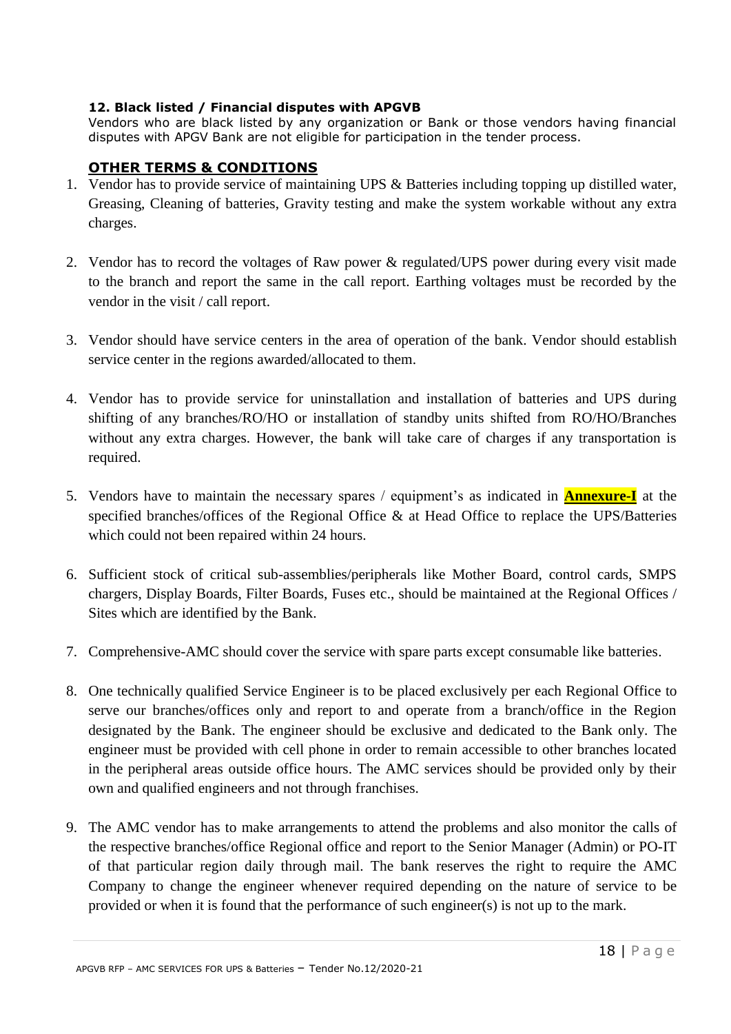**12. Black listed / Financial disputes with APGVB**

Vendors who are black listed by any organization or Bank or those vendors having financial disputes with APGV Bank are not eligible for participation in the tender process.

**OTHER TERMS & CONDITIONS**

1. Vendor has to provide service of maintaining UPS & Batteries including topping up distilled water, Greasing, Cleaning of batteries, Gravity testing and make the system workable without any extra charges.

2. Vendor has to record the voltages of Raw power & regulated/UPS power during every visit made to the branch and report the same in the call report. Earthing voltages must be recorded by the vendor in the visit / call report.

3. Vendor should have service centers in the area of operation of the bank. Vendor should establish service center in the regions awarded/allocated to them.

4. Vendor has to provide service for uninstallation and installation of batteries and UPS during shifting of any branches/RO/HO or installation of standby units shifted from RO/HO/Branches without any extra charges. However, the bank will take care of charges if any transportation is required.

5. Vendors have to maintain the necessary spares / equipment's as indicated in **Annexure-I** at the specified branches/offices of the Regional Office & at Head Office to replace the UPS/Batteries which could not been repaired within 24 hours.

6. Sufficient stock of critical sub-assemblies/peripherals like Mother Board, control cards, SMPS chargers, Display Boards, Filter Boards, Fuses etc., should be maintained at the Regional Offices / Sites which are identified by the Bank.

7. Comprehensive-AMC should cover the service with spare parts except consumable like batteries.

8. One technically qualified Service Engineer is to be placed exclusively per each Regional Office to serve our branches/offices only and report to and operate from a branch/office in the Region designated by the Bank. The engineer should be exclusive and dedicated to the Bank only. The engineer must be provided with cell phone in order to remain accessible to other branches located in the peripheral areas outside office hours. The AMC services should be provided only by their own and qualified engineers and not through franchises.

9. The AMC vendor has to make arrangements to attend the problems and also monitor the calls of the respective branches/office Regional office and report to the Senior Manager (Admin) or PO-IT of that particular region daily through mail. The bank reserves the right to require the AMC Company to change the engineer whenever required depending on the nature of service to be provided or when it is found that the performance of such engineer(s) is not up to the mark.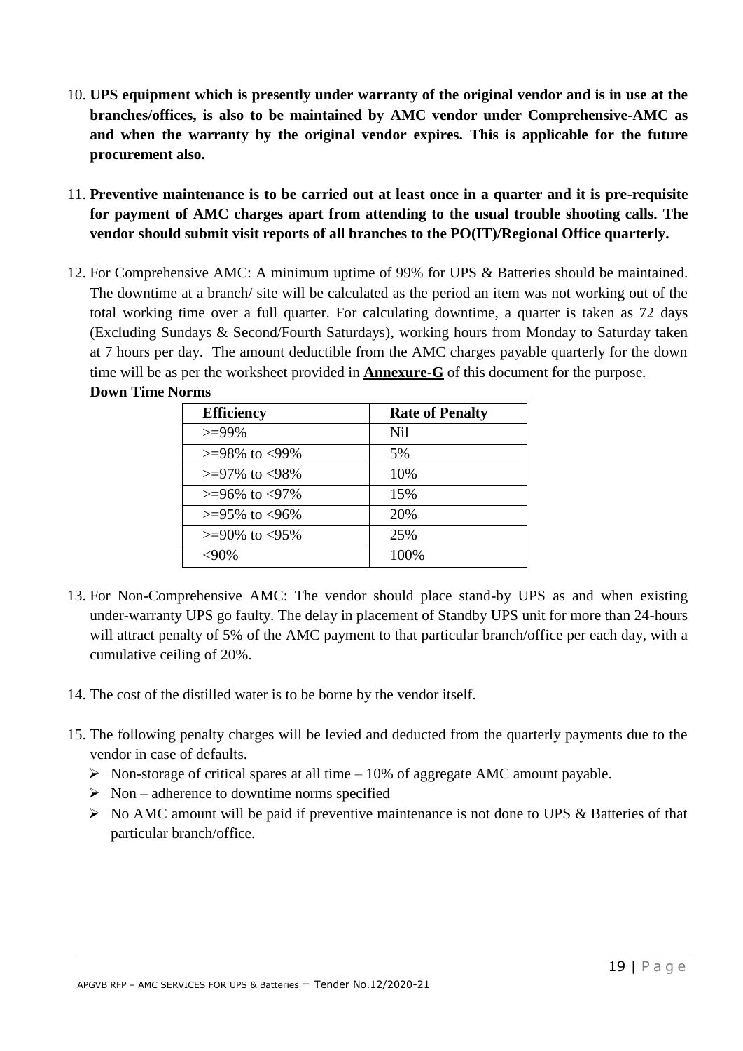10. **UPS equipment which is presently under warranty of the original vendor and is in use at the branches/offices, is also to be maintained by AMC vendor under Comprehensive-AMC as and when the warranty by the original vendor expires. This is applicable for the future procurement also.**

11. **Preventive maintenance is to be carried out at least once in a quarter and it is pre-requisite for payment of AMC charges apart from attending to the usual trouble shooting calls. The vendor should submit visit reports of all branches to the PO(IT)/Regional Office quarterly.**

12. For Comprehensive AMC: A minimum uptime of 99% for UPS & Batteries should be maintained. The downtime at a branch/ site will be calculated as the period an item was not working out of the total working time over a full quarter. For calculating downtime, a quarter is taken as 72 days (Excluding Sundays & Second/Fourth Saturdays), working hours from Monday to Saturday taken at 7 hours per day. The amount deductible from the AMC charges payable quarterly for the down time will be as per the worksheet provided in **Annexure-G** of this document for the purpose.

    **Down Time Norms**

    | Efficiency | Rate of Penalty |
    |---|---|
    | >=99% | Nil |
    | >=98% to <99% | 5% |
    | >=97% to <98% | 10% |
    | >=96% to <97% | 15% |
    | >=95% to <96% | 20% |
    | >=90% to <95% | 25% |
    | <90% | 100% |

13. For Non-Comprehensive AMC: The vendor should place stand-by UPS as and when existing under-warranty UPS go faulty. The delay in placement of Standby UPS unit for more than 24-hours will attract penalty of 5% of the AMC payment to that particular branch/office per each day, with a cumulative ceiling of 20%.

14. The cost of the distilled water is to be borne by the vendor itself.

15. The following penalty charges will be levied and deducted from the quarterly payments due to the vendor in case of defaults.
    - Non-storage of critical spares at all time – 10% of aggregate AMC amount payable.
    - Non – adherence to downtime norms specified
    - No AMC amount will be paid if preventive maintenance is not done to UPS & Batteries of that particular branch/office.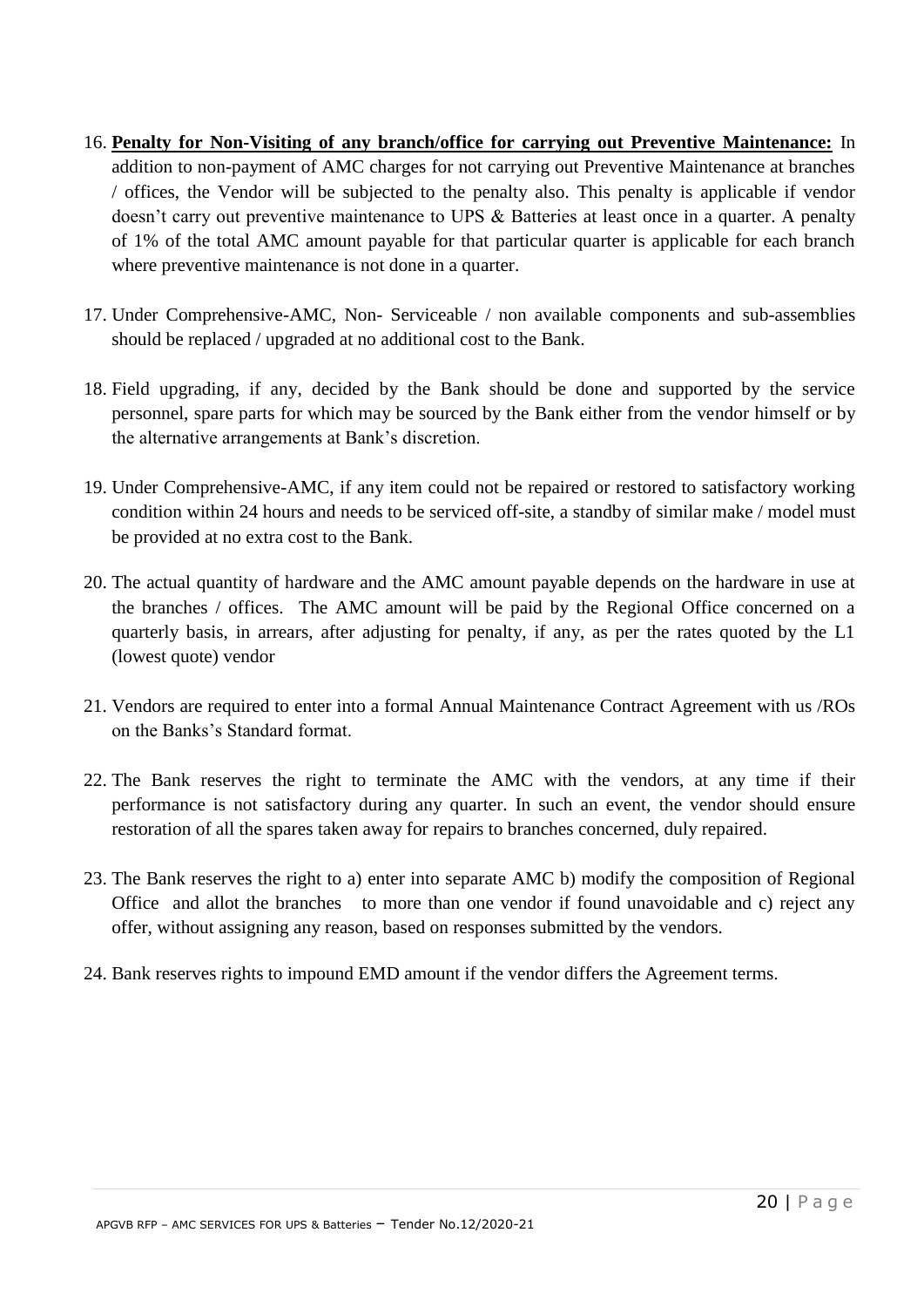16. **Penalty for Non-Visiting of any branch/office for carrying out Preventive Maintenance:** In addition to non-payment of AMC charges for not carrying out Preventive Maintenance at branches / offices, the Vendor will be subjected to the penalty also. This penalty is applicable if vendor doesn't carry out preventive maintenance to UPS & Batteries at least once in a quarter. A penalty of 1% of the total AMC amount payable for that particular quarter is applicable for each branch where preventive maintenance is not done in a quarter.

17. Under Comprehensive-AMC, Non- Serviceable / non available components and sub-assemblies should be replaced / upgraded at no additional cost to the Bank.

18. Field upgrading, if any, decided by the Bank should be done and supported by the service personnel, spare parts for which may be sourced by the Bank either from the vendor himself or by the alternative arrangements at Bank's discretion.

19. Under Comprehensive-AMC, if any item could not be repaired or restored to satisfactory working condition within 24 hours and needs to be serviced off-site, a standby of similar make / model must be provided at no extra cost to the Bank.

20. The actual quantity of hardware and the AMC amount payable depends on the hardware in use at the branches / offices. The AMC amount will be paid by the Regional Office concerned on a quarterly basis, in arrears, after adjusting for penalty, if any, as per the rates quoted by the L1 (lowest quote) vendor

21. Vendors are required to enter into a formal Annual Maintenance Contract Agreement with us /ROs on the Banks's Standard format.

22. The Bank reserves the right to terminate the AMC with the vendors, at any time if their performance is not satisfactory during any quarter. In such an event, the vendor should ensure restoration of all the spares taken away for repairs to branches concerned, duly repaired.

23. The Bank reserves the right to a) enter into separate AMC b) modify the composition of Regional Office and allot the branches to more than one vendor if found unavoidable and c) reject any offer, without assigning any reason, based on responses submitted by the vendors.

24. Bank reserves rights to impound EMD amount if the vendor differs the Agreement terms.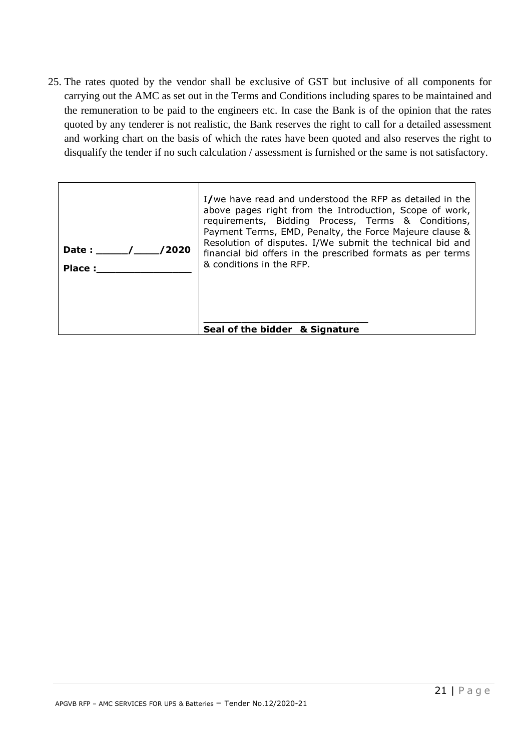25. The rates quoted by the vendor shall be exclusive of GST but inclusive of all components for carrying out the AMC as set out in the Terms and Conditions including spares to be maintained and the remuneration to be paid to the engineers etc. In case the Bank is of the opinion that the rates quoted by any tenderer is not realistic, the Bank reserves the right to call for a detailed assessment and working chart on the basis of which the rates have been quoted and also reserves the right to disqualify the tender if no such calculation / assessment is furnished or the same is not satisfactory.

| | |
|---|---|
| **Date : _____/____/2020**<br><br>**Place :_______________** | I/we have read and understood the RFP as detailed in the above pages right from the Introduction, Scope of work, requirements, Bidding Process, Terms & Conditions, Payment Terms, EMD, Penalty, the Force Majeure clause & Resolution of disputes. I/We submit the technical bid and financial bid offers in the prescribed formats as per terms & conditions in the RFP.<br><br>___________________________<br>**Seal of the bidder & Signature** |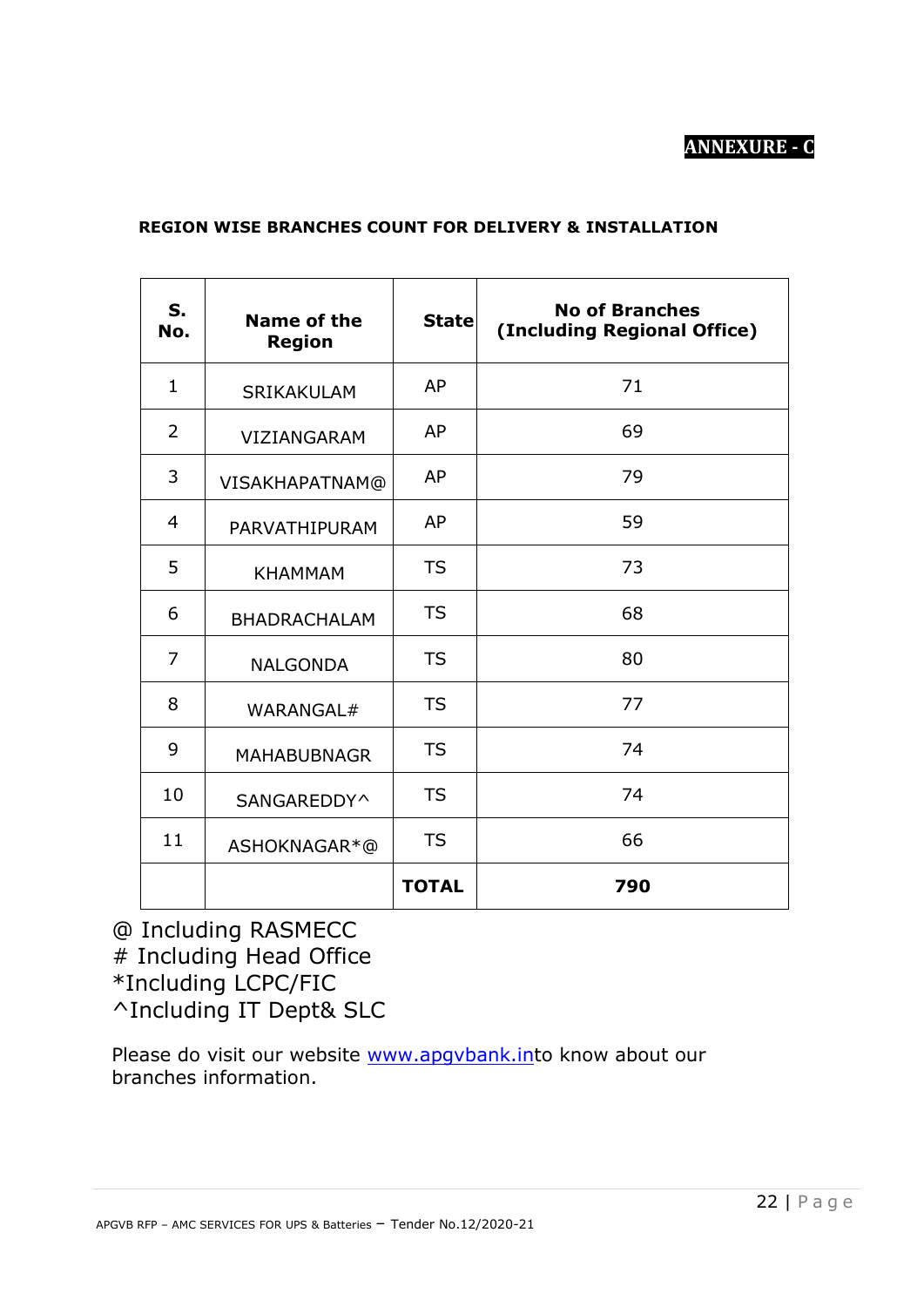**ANNEXURE - C**

**REGION WISE BRANCHES COUNT FOR DELIVERY & INSTALLATION**

| S. No. | Name of the Region | State | No of Branches (Including Regional Office) |
|---|---|---|---|
| 1 | SRIKAKULAM | AP | 71 |
| 2 | VIZIANGARAM | AP | 69 |
| 3 | VISAKHAPATNAM@ | AP | 79 |
| 4 | PARVATHIPURAM | AP | 59 |
| 5 | KHAMMAM | TS | 73 |
| 6 | BHADRACHALAM | TS | 68 |
| 7 | NALGONDA | TS | 80 |
| 8 | WARANGAL# | TS | 77 |
| 9 | MAHABUBNAGR | TS | 74 |
| 10 | SANGAREDDY^ | TS | 74 |
| 11 | ASHOKNAGAR*@ | TS | 66 |
| | | **TOTAL** | **790** |

@ Including RASMECC
# Including Head Office
*Including LCPC/FIC
^Including IT Dept& SLC

Please do visit our website www.apgvbank.into know about our branches information.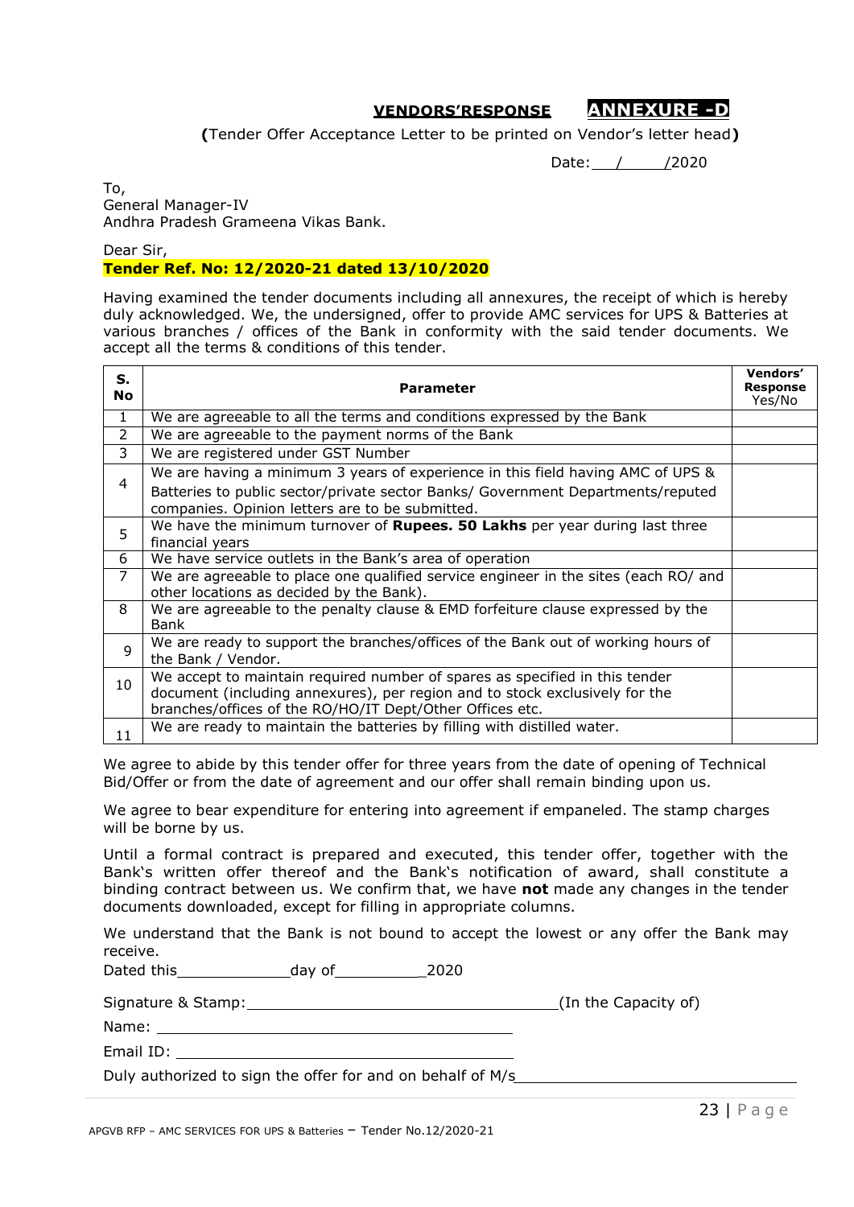**VENDORS'RESPONSE** **ANNEXURE -D**

**(**Tender Offer Acceptance Letter to be printed on Vendor's letter head**)**

Date: ___/_____/2020

To,
General Manager-IV
Andhra Pradesh Grameena Vikas Bank.

Dear Sir,

**Tender Ref. No: 12/2020-21 dated 13/10/2020**

Having examined the tender documents including all annexures, the receipt of which is hereby duly acknowledged. We, the undersigned, offer to provide AMC services for UPS & Batteries at various branches / offices of the Bank in conformity with the said tender documents. We accept all the terms & conditions of this tender.

| S. No | Parameter | Vendors' Response Yes/No |
|---|---|---|
| 1 | We are agreeable to all the terms and conditions expressed by the Bank | |
| 2 | We are agreeable to the payment norms of the Bank | |
| 3 | We are registered under GST Number | |
| 4 | We are having a minimum 3 years of experience in this field having AMC of UPS & Batteries to public sector/private sector Banks/ Government Departments/reputed companies. Opinion letters are to be submitted. | |
| 5 | We have the minimum turnover of **Rupees. 50 Lakhs** per year during last three financial years | |
| 6 | We have service outlets in the Bank's area of operation | |
| 7 | We are agreeable to place one qualified service engineer in the sites (each RO/ and other locations as decided by the Bank). | |
| 8 | We are agreeable to the penalty clause & EMD forfeiture clause expressed by the Bank | |
| 9 | We are ready to support the branches/offices of the Bank out of working hours of the Bank / Vendor. | |
| 10 | We accept to maintain required number of spares as specified in this tender document (including annexures), per region and to stock exclusively for the branches/offices of the RO/HO/IT Dept/Other Offices etc. | |
| 11 | We are ready to maintain the batteries by filling with distilled water. | |

We agree to abide by this tender offer for three years from the date of opening of Technical Bid/Offer or from the date of agreement and our offer shall remain binding upon us.

We agree to bear expenditure for entering into agreement if empaneled. The stamp charges will be borne by us.

Until a formal contract is prepared and executed, this tender offer, together with the Bank's written offer thereof and the Bank's notification of award, shall constitute a binding contract between us. We confirm that, we have **not** made any changes in the tender documents downloaded, except for filling in appropriate columns.

We understand that the Bank is not bound to accept the lowest or any offer the Bank may receive.

Dated this_____________day of__________2020

Signature & Stamp:__________________________________(In the Capacity of)

Name: ________________________________________

Email ID: ______________________________________

Duly authorized to sign the offer for and on behalf of M/s_____________________________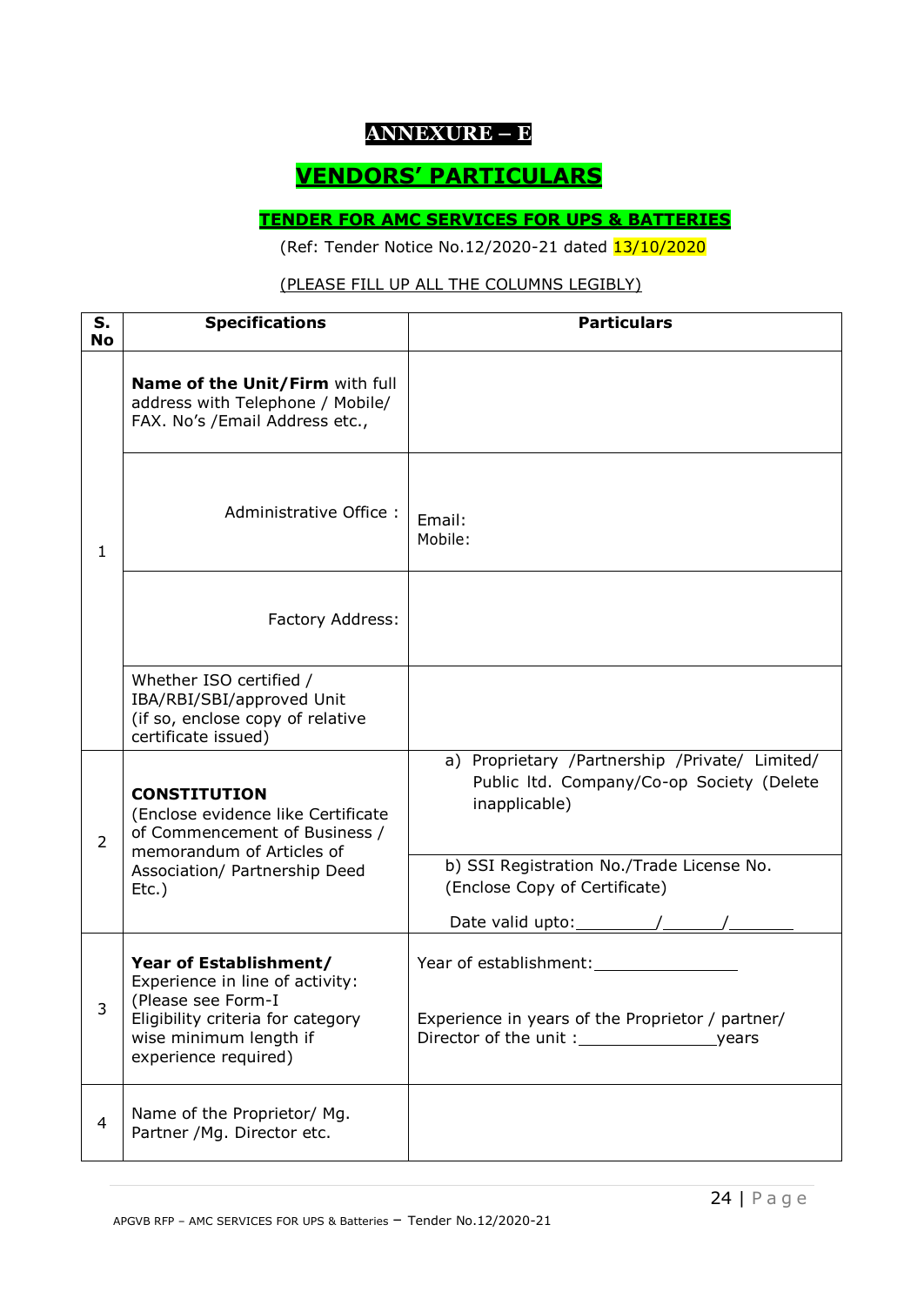# ANNEXURE – E

## VENDORS' PARTICULARS

### TENDER FOR AMC SERVICES FOR UPS & BATTERIES

(Ref: Tender Notice No.12/2020-21 dated 13/10/2020

(PLEASE FILL UP ALL THE COLUMNS LEGIBLY)

| S. No | Specifications | Particulars |
|---|---|---|
| 1 | **Name of the Unit/Firm** with full address with Telephone / Mobile/ FAX. No's /Email Address etc., | |
| | Administrative Office : | Email:<br>Mobile: |
| | Factory Address: | |
| | Whether ISO certified / IBA/RBI/SBI/approved Unit (if so, enclose copy of relative certificate issued) | |
| 2 | **CONSTITUTION** (Enclose evidence like Certificate of Commencement of Business / memorandum of Articles of Association/ Partnership Deed Etc.) | a) Proprietary /Partnership /Private/ Limited/ Public ltd. Company/Co-op Society (Delete inapplicable) |
| | | b) SSI Registration No./Trade License No. (Enclose Copy of Certificate)<br>Date valid upto:________/______/_______ |
| 3 | **Year of Establishment/** Experience in line of activity: (Please see Form-I Eligibility criteria for category wise minimum length if experience required) | Year of establishment:_______________<br><br>Experience in years of the Proprietor / partner/ Director of the unit :______________years |
| 4 | Name of the Proprietor/ Mg. Partner /Mg. Director etc. | |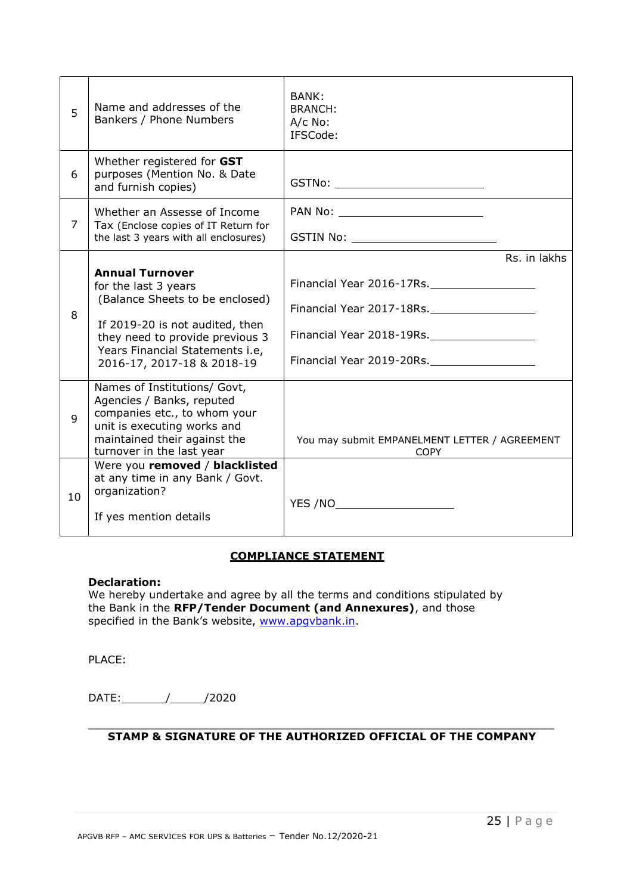| 5 | Name and addresses of the Bankers / Phone Numbers | BANK:<br>BRANCH:<br>A/c No:<br>IFSCode: |
|---|---|---|
| 6 | Whether registered for **GST** purposes (Mention No. & Date and furnish copies) | GSTNo: ____________________ |
| 7 | Whether an Assesse of Income Tax (Enclose copies of IT Return for the last 3 years with all enclosures) | PAN No: ____________________<br><br>GSTIN No: ____________________ |
| 8 | **Annual Turnover** for the last 3 years (Balance Sheets to be enclosed)<br><br>If 2019-20 is not audited, then they need to provide previous 3 Years Financial Statements i.e, 2016-17, 2017-18 & 2018-19 | Rs. in lakhs<br><br>Financial Year 2016-17Rs.______________<br><br>Financial Year 2017-18Rs.______________<br><br>Financial Year 2018-19Rs.______________<br><br>Financial Year 2019-20Rs.______________ |
| 9 | Names of Institutions/ Govt, Agencies / Banks, reputed companies etc., to whom your unit is executing works and maintained their against the turnover in the last year | You may submit EMPANELMENT LETTER / AGREEMENT COPY |
| 10 | Were you **removed** / **blacklisted** at any time in any Bank / Govt. organization?<br><br>If yes mention details | YES /NO________________ |

## COMPLIANCE STATEMENT

**Declaration:**
We hereby undertake and agree by all the terms and conditions stipulated by the Bank in the **RFP/Tender Document (and Annexures)**, and those specified in the Bank's website, www.apgvbank.in.

PLACE:

DATE:_______/_____/2020

**STAMP & SIGNATURE OF THE AUTHORIZED OFFICIAL OF THE COMPANY**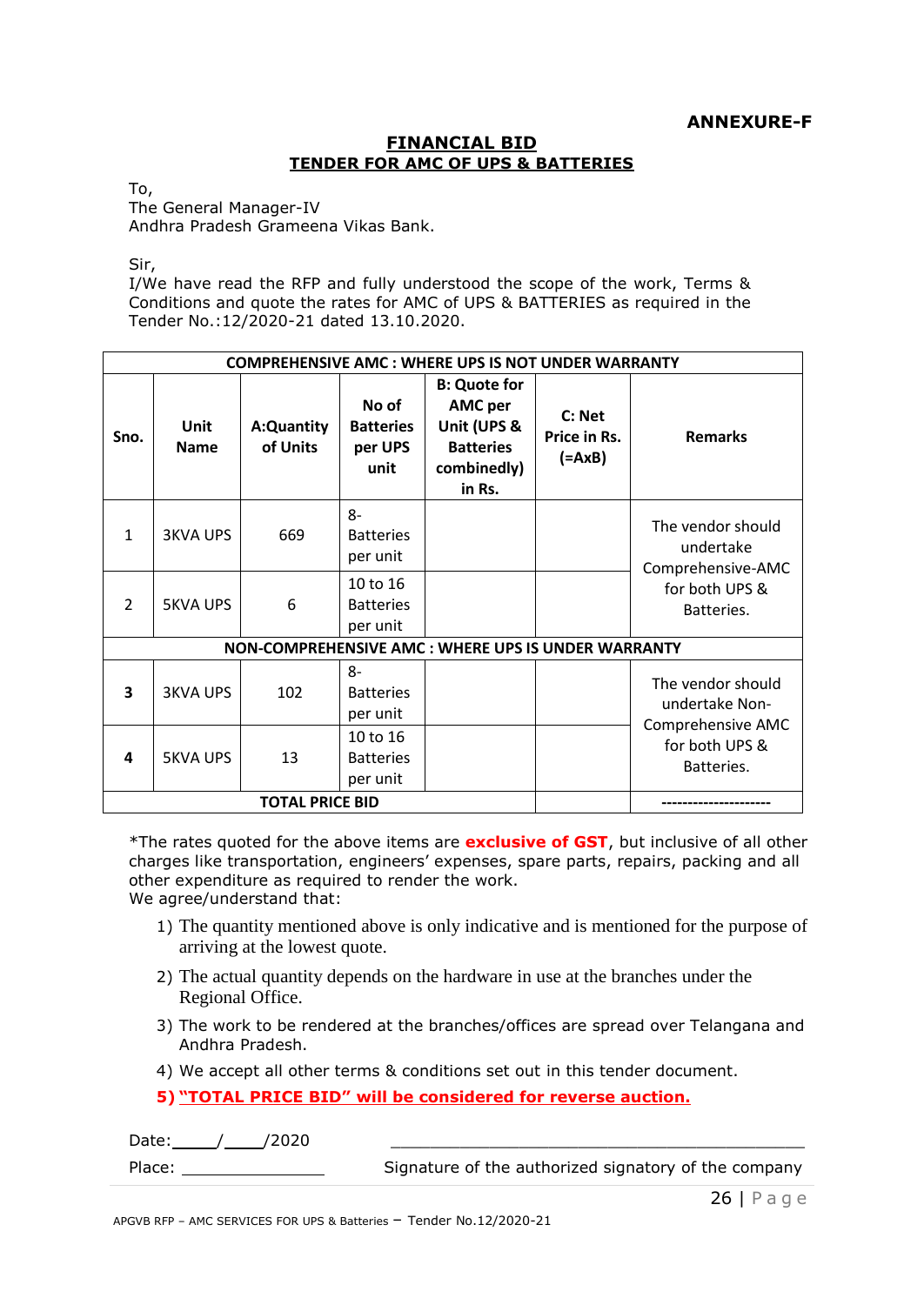**ANNEXURE-F**

## FINANCIAL BID
## TENDER FOR AMC OF UPS & BATTERIES

To,
The General Manager-IV
Andhra Pradesh Grameena Vikas Bank.

Sir,
I/We have read the RFP and fully understood the scope of the work, Terms & Conditions and quote the rates for AMC of UPS & BATTERIES as required in the Tender No.:12/2020-21 dated 13.10.2020.

| COMPREHENSIVE AMC : WHERE UPS IS NOT UNDER WARRANTY | | | | | | |
|---|---|---|---|---|---|---|
| **Sno.** | **Unit Name** | **A:Quantity of Units** | **No of Batteries per UPS unit** | **B: Quote for AMC per Unit (UPS & Batteries combinedly) in Rs.** | **C: Net Price in Rs. (=AxB)** | **Remarks** |
| 1 | 3KVA UPS | 669 | 8-Batteries per unit | | | The vendor should undertake Comprehensive-AMC for both UPS & Batteries. |
| 2 | 5KVA UPS | 6 | 10 to 16 Batteries per unit | | | |
| **NON-COMPREHENSIVE AMC : WHERE UPS IS UNDER WARRANTY** | | | | | | |
| **3** | 3KVA UPS | 102 | 8-Batteries per unit | | | The vendor should undertake Non-Comprehensive AMC for both UPS & Batteries. |
| **4** | 5KVA UPS | 13 | 10 to 16 Batteries per unit | | | |
| **TOTAL PRICE BID** | | | | | | --------------------- |

*The rates quoted for the above items are **exclusive of GST**, but inclusive of all other charges like transportation, engineers' expenses, spare parts, repairs, packing and all other expenditure as required to render the work.
We agree/understand that:

1) The quantity mentioned above is only indicative and is mentioned for the purpose of arriving at the lowest quote.
2) The actual quantity depends on the hardware in use at the branches under the Regional Office.
3) The work to be rendered at the branches/offices are spread over Telangana and Andhra Pradesh.
4) We accept all other terms & conditions set out in this tender document.
5) **"TOTAL PRICE BID" will be considered for reverse auction.**

Date:\_\_\_\_/\_\_\_\_/2020

Place: \_\_\_\_\_\_\_\_\_\_\_\_\_\_

Signature of the authorized signatory of the company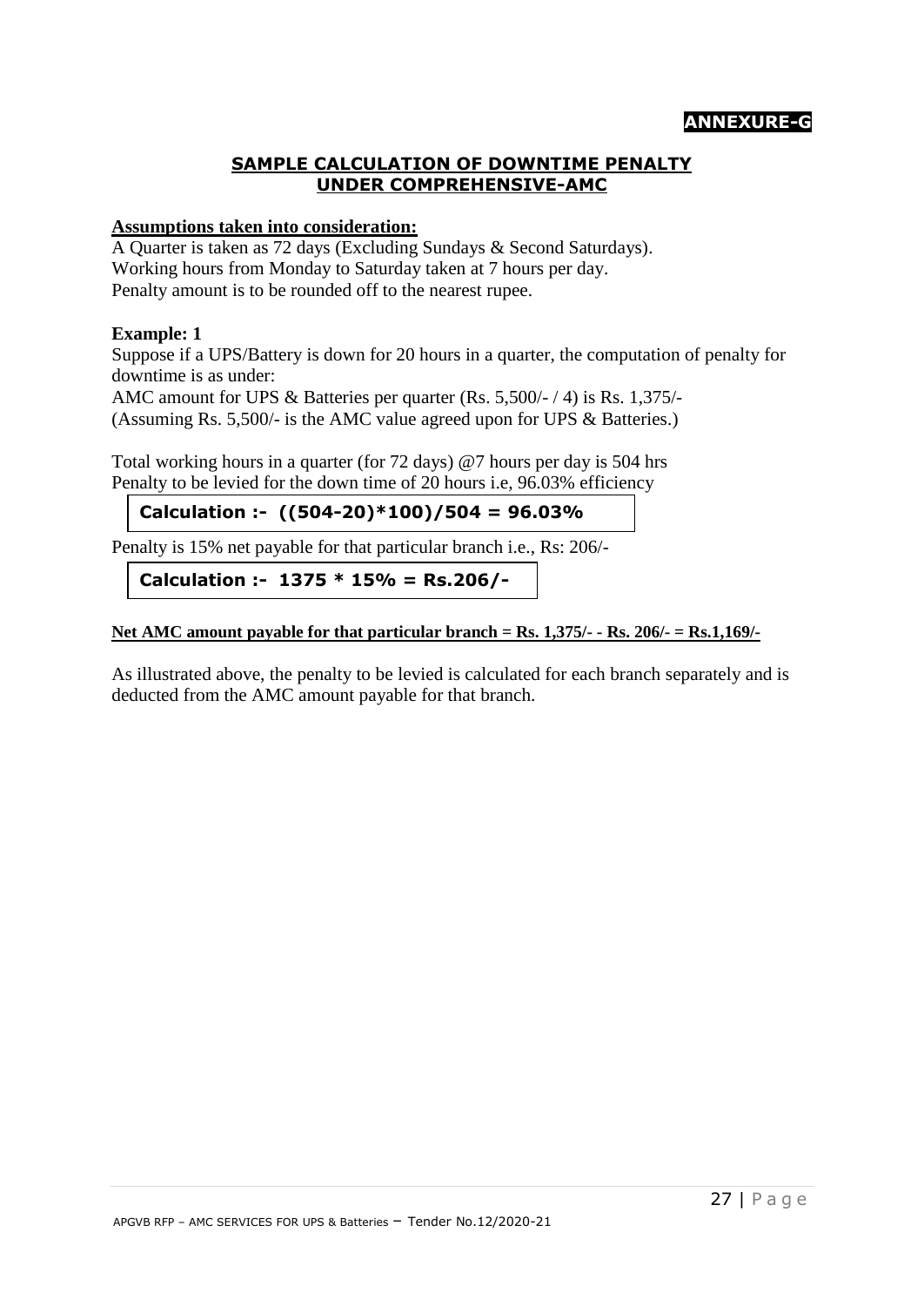**ANNEXURE-G**

## SAMPLE CALCULATION OF DOWNTIME PENALTY UNDER COMPREHENSIVE-AMC

**Assumptions taken into consideration:**

A Quarter is taken as 72 days (Excluding Sundays & Second Saturdays).
Working hours from Monday to Saturday taken at 7 hours per day.
Penalty amount is to be rounded off to the nearest rupee.

**Example: 1**

Suppose if a UPS/Battery is down for 20 hours in a quarter, the computation of penalty for downtime is as under:

AMC amount for UPS & Batteries per quarter (Rs. 5,500/- / 4) is Rs. 1,375/-
(Assuming Rs. 5,500/- is the AMC value agreed upon for UPS & Batteries.)

Total working hours in a quarter (for 72 days) @7 hours per day is 504 hrs
Penalty to be levied for the down time of 20 hours i.e, 96.03% efficiency

**Calculation :- ((504-20)*100)/504 = 96.03%**

Penalty is 15% net payable for that particular branch i.e., Rs: 206/-

**Calculation :- 1375 * 15% = Rs.206/-**

**Net AMC amount payable for that particular branch = Rs. 1,375/- - Rs. 206/- = Rs.1,169/-**

As illustrated above, the penalty to be levied is calculated for each branch separately and is deducted from the AMC amount payable for that branch.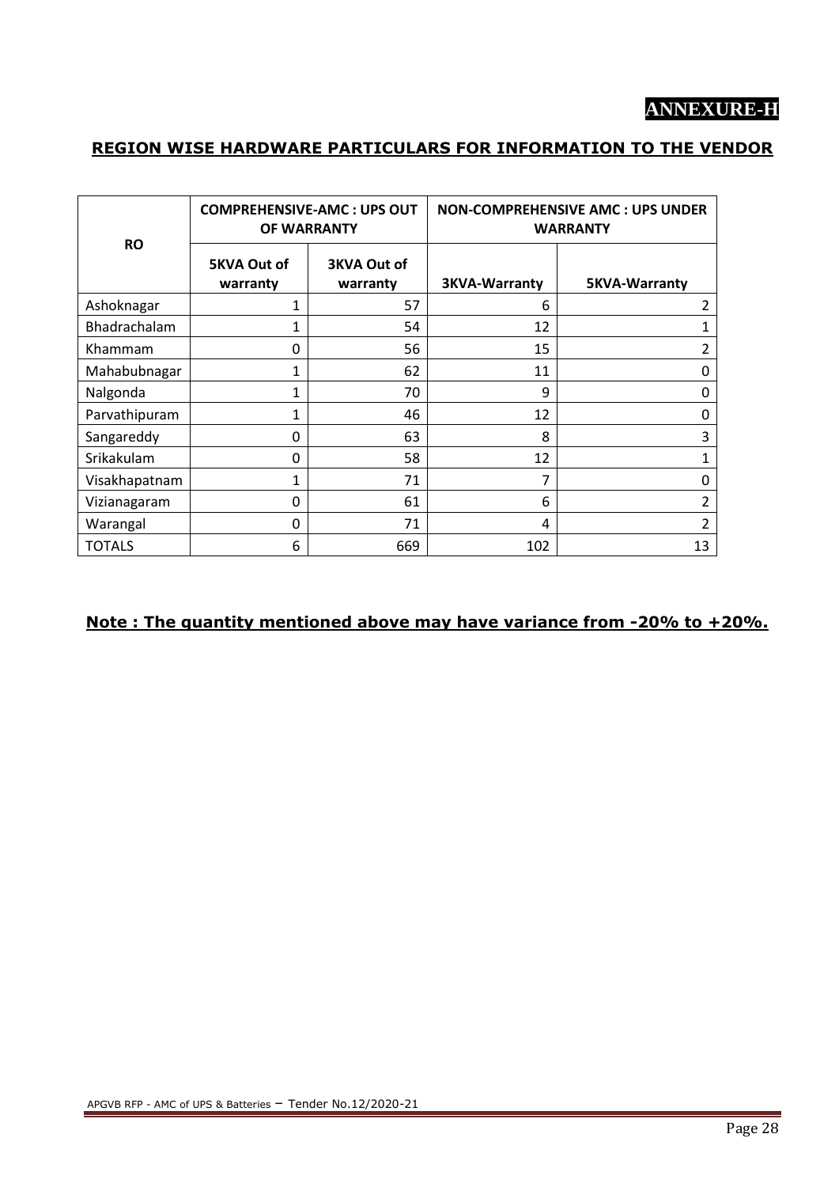**ANNEXURE-H**

## REGION WISE HARDWARE PARTICULARS FOR INFORMATION TO THE VENDOR

| RO | COMPREHENSIVE-AMC : UPS OUT OF WARRANTY | | NON-COMPREHENSIVE AMC : UPS UNDER WARRANTY | |
|---|---|---|---|---|
| | 5KVA Out of warranty | 3KVA Out of warranty | 3KVA-Warranty | 5KVA-Warranty |
| Ashoknagar | 1 | 57 | 6 | 2 |
| Bhadrachalam | 1 | 54 | 12 | 1 |
| Khammam | 0 | 56 | 15 | 2 |
| Mahabubnagar | 1 | 62 | 11 | 0 |
| Nalgonda | 1 | 70 | 9 | 0 |
| Parvathipuram | 1 | 46 | 12 | 0 |
| Sangareddy | 0 | 63 | 8 | 3 |
| Srikakulam | 0 | 58 | 12 | 1 |
| Visakhapatnam | 1 | 71 | 7 | 0 |
| Vizianagaram | 0 | 61 | 6 | 2 |
| Warangal | 0 | 71 | 4 | 2 |
| TOTALS | 6 | 669 | 102 | 13 |

**Note : The quantity mentioned above may have variance from -20% to +20%.**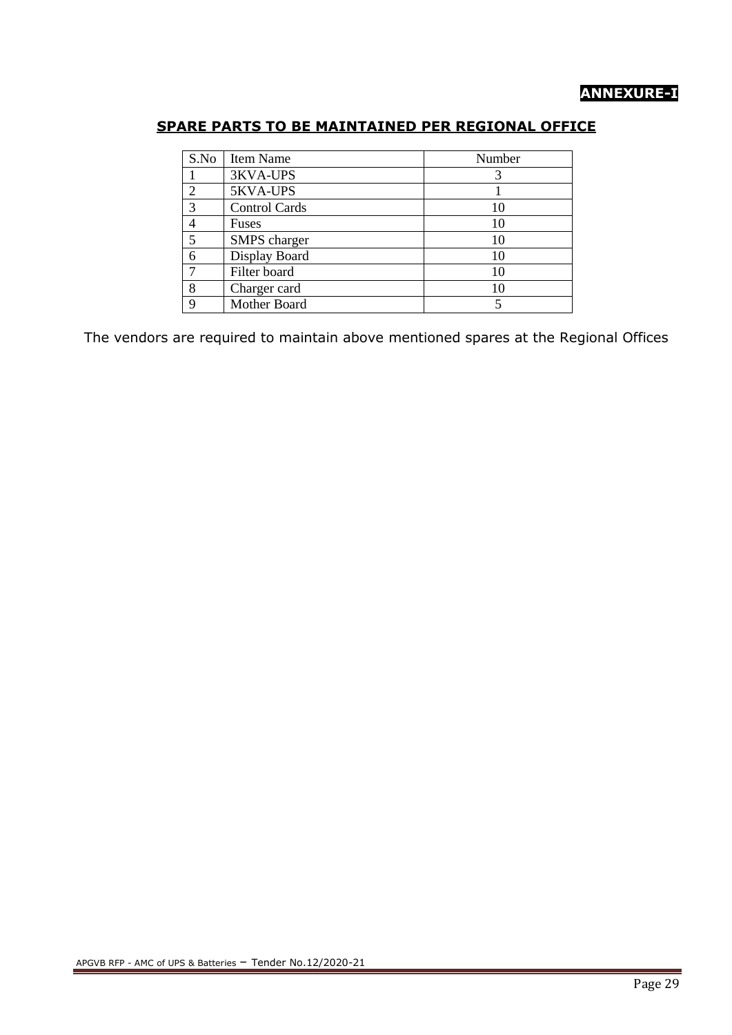**ANNEXURE-I**

## SPARE PARTS TO BE MAINTAINED PER REGIONAL OFFICE

| S.No | Item Name | Number |
|---|---|---|
| 1 | 3KVA-UPS | 3 |
| 2 | 5KVA-UPS | 1 |
| 3 | Control Cards | 10 |
| 4 | Fuses | 10 |
| 5 | SMPS charger | 10 |
| 6 | Display Board | 10 |
| 7 | Filter board | 10 |
| 8 | Charger card | 10 |
| 9 | Mother Board | 5 |

The vendors are required to maintain above mentioned spares at the Regional Offices